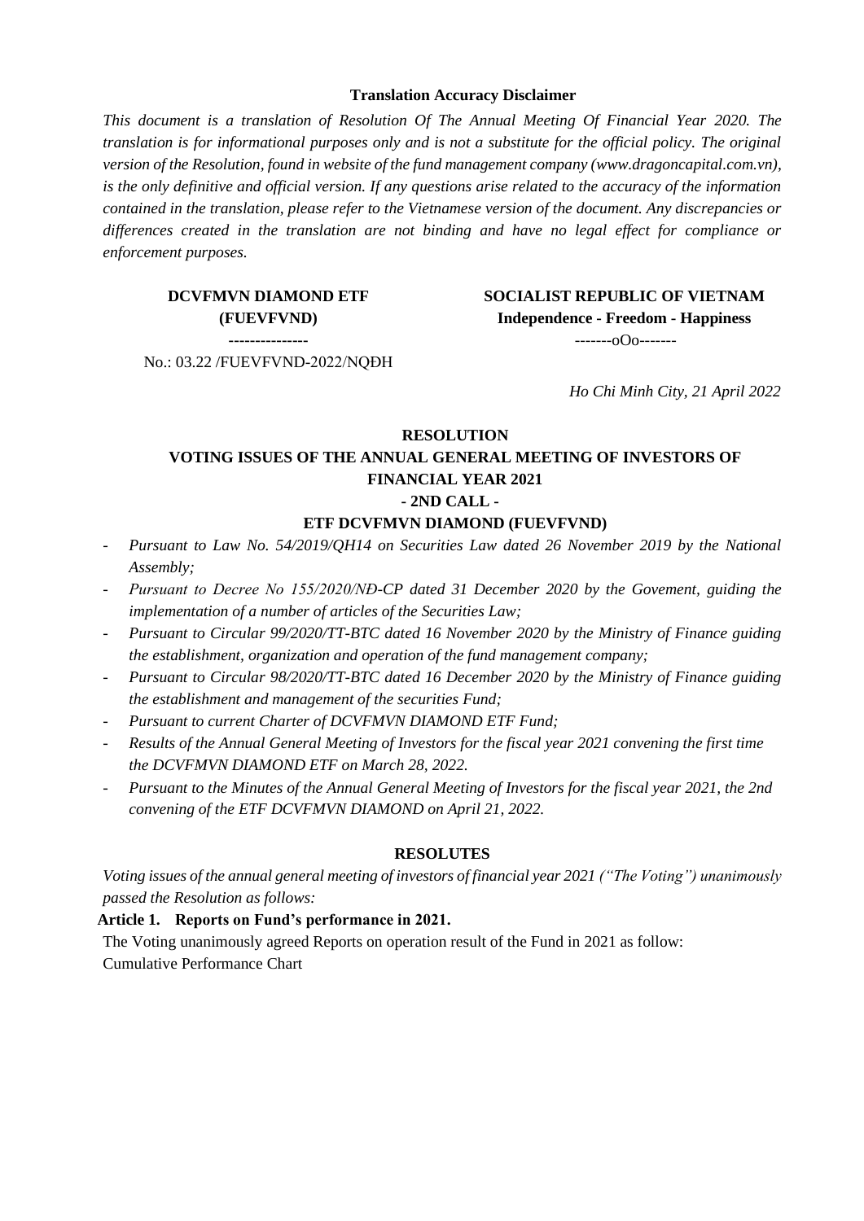**Translation Accuracy Disclaimer**

*This document is a translation of Resolution Of The Annual Meeting Of Financial Year 2020. The translation is for informational purposes only and is not a substitute for the official policy. The original version of the Resolution, found in website of the fund management company (www.dragoncapital.com.vn), is the only definitive and official version. If any questions arise related to the accuracy of the information contained in the translation, please refer to the Vietnamese version of the document. Any discrepancies or differences created in the translation are not binding and have no legal effect for compliance or enforcement purposes.*

**DCVFMVN DIAMOND ETF**
**(FUEVFVND)**
---------------
No.: 03.22 /FUEVFVND-2022/NQĐH

**SOCIALIST REPUBLIC OF VIETNAM**
**Independence - Freedom - Happiness**
-------oOo-------

*Ho Chi Minh City, 21 April 2022*

**RESOLUTION**

**VOTING ISSUES OF THE ANNUAL GENERAL MEETING OF INVESTORS OF FINANCIAL YEAR 2021**

**- 2ND CALL -**

**ETF DCVFMVN DIAMOND (FUEVFVND)**

- *Pursuant to Law No. 54/2019/QH14 on Securities Law dated 26 November 2019 by the National Assembly;*
- *Pursuant to Decree No 155/2020/NĐ-CP dated 31 December 2020 by the Govement, guiding the implementation of a number of articles of the Securities Law;*
- *Pursuant to Circular 99/2020/TT-BTC dated 16 November 2020 by the Ministry of Finance guiding the establishment, organization and operation of the fund management company;*
- *Pursuant to Circular 98/2020/TT-BTC dated 16 December 2020 by the Ministry of Finance guiding the establishment and management of the securities Fund;*
- *Pursuant to current Charter of DCVFMVN DIAMOND ETF Fund;*
- *Results of the Annual General Meeting of Investors for the fiscal year 2021 convening the first time the DCVFMVN DIAMOND ETF on March 28, 2022.*
- *Pursuant to the Minutes of the Annual General Meeting of Investors for the fiscal year 2021, the 2nd convening of the ETF DCVFMVN DIAMOND on April 21, 2022.*

**RESOLUTES**

*Voting issues of the annual general meeting of investors of financial year 2021 ("The Voting") unanimously passed the Resolution as follows:*

**Article 1. Reports on Fund's performance in 2021.**

The Voting unanimously agreed Reports on operation result of the Fund in 2021 as follow:

Cumulative Performance Chart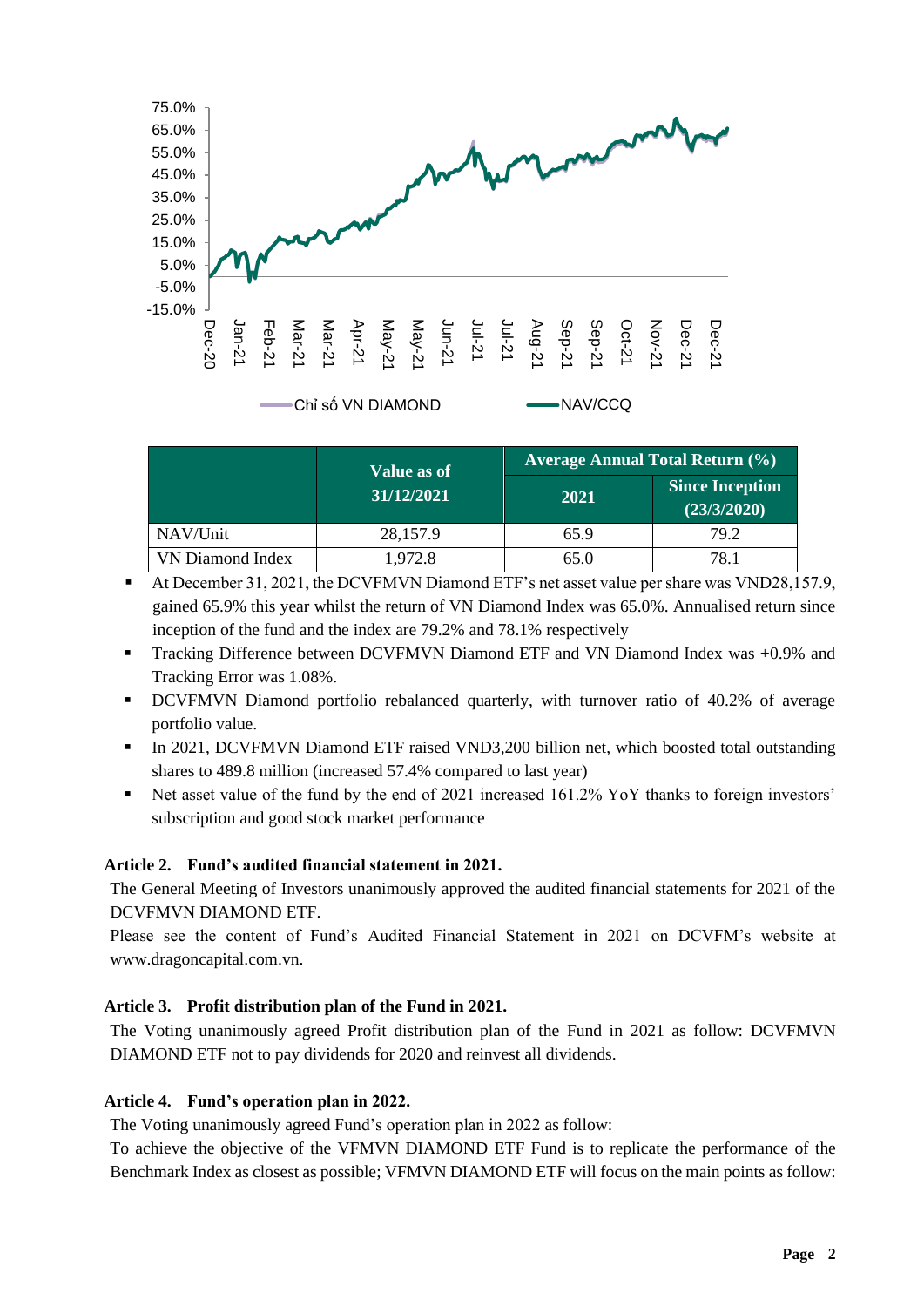| | Value as of 31/12/2021 | Average Annual Total Return (%) | |
|---|---|---|---|
| | | 2021 | Since Inception (23/3/2020) |
| NAV/Unit | 28,157.9 | 65.9 | 79.2 |
| VN Diamond Index | 1,972.8 | 65.0 | 78.1 |

- At December 31, 2021, the DCVFMVN Diamond ETF's net asset value per share was VND28,157.9, gained 65.9% this year whilst the return of VN Diamond Index was 65.0%. Annualised return since inception of the fund and the index are 79.2% and 78.1% respectively
- Tracking Difference between DCVFMVN Diamond ETF and VN Diamond Index was +0.9% and Tracking Error was 1.08%.
- DCVFMVN Diamond portfolio rebalanced quarterly, with turnover ratio of 40.2% of average portfolio value.
- In 2021, DCVFMVN Diamond ETF raised VND3,200 billion net, which boosted total outstanding shares to 489.8 million (increased 57.4% compared to last year)
- Net asset value of the fund by the end of 2021 increased 161.2% YoY thanks to foreign investors' subscription and good stock market performance

**Article 2. Fund's audited financial statement in 2021.**

The General Meeting of Investors unanimously approved the audited financial statements for 2021 of the DCVFMVN DIAMOND ETF.

Please see the content of Fund's Audited Financial Statement in 2021 on DCVFM's website at www.dragoncapital.com.vn.

**Article 3. Profit distribution plan of the Fund in 2021.**

The Voting unanimously agreed Profit distribution plan of the Fund in 2021 as follow: DCVFMVN DIAMOND ETF not to pay dividends for 2020 and reinvest all dividends.

**Article 4. Fund's operation plan in 2022.**

The Voting unanimously agreed Fund's operation plan in 2022 as follow:

To achieve the objective of the VFMVN DIAMOND ETF Fund is to replicate the performance of the Benchmark Index as closest as possible; VFMVN DIAMOND ETF will focus on the main points as follow: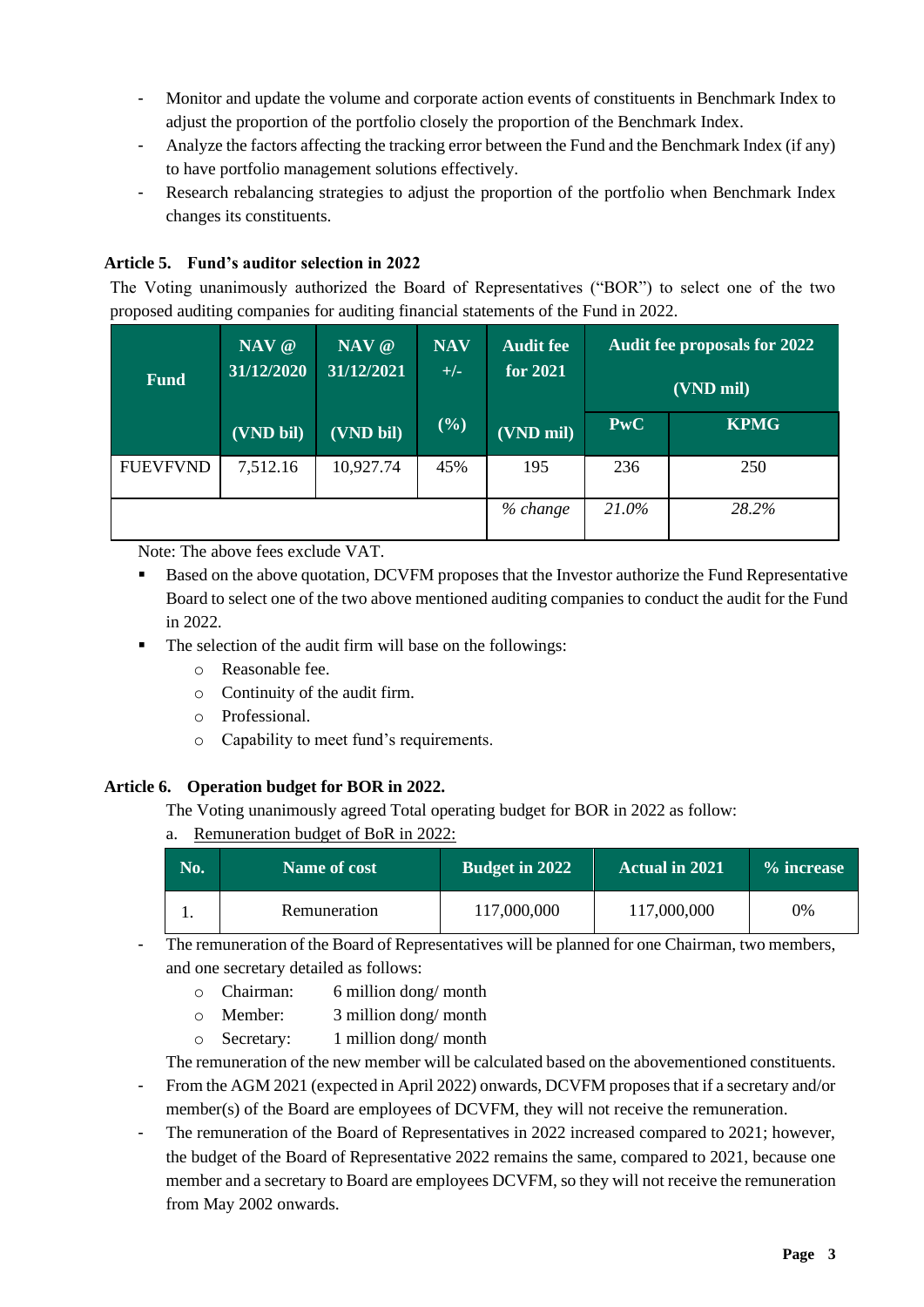- Monitor and update the volume and corporate action events of constituents in Benchmark Index to adjust the proportion of the portfolio closely the proportion of the Benchmark Index.
- Analyze the factors affecting the tracking error between the Fund and the Benchmark Index (if any) to have portfolio management solutions effectively.
- Research rebalancing strategies to adjust the proportion of the portfolio when Benchmark Index changes its constituents.

### Article 5. Fund's auditor selection in 2022

The Voting unanimously authorized the Board of Representatives ("BOR") to select one of the two proposed auditing companies for auditing financial statements of the Fund in 2022.

| Fund | NAV @ 31/12/2020 (VND bil) | NAV @ 31/12/2021 (VND bil) | NAV +/- (%) | Audit fee for 2021 (VND mil) | Audit fee proposals for 2022 (VND mil) | |
|---|---|---|---|---|---|---|
| | | | | | PwC | KPMG |
| FUEVFVND | 7,512.16 | 10,927.74 | 45% | 195 | 236 | 250 |
| | | | | *% change* | *21.0%* | *28.2%* |

Note: The above fees exclude VAT.

- Based on the above quotation, DCVFM proposes that the Investor authorize the Fund Representative Board to select one of the two above mentioned auditing companies to conduct the audit for the Fund in 2022.
- The selection of the audit firm will base on the followings:
  - Reasonable fee.
  - Continuity of the audit firm.
  - Professional.
  - Capability to meet fund's requirements.

### Article 6. Operation budget for BOR in 2022.

The Voting unanimously agreed Total operating budget for BOR in 2022 as follow:

a. Remuneration budget of BoR in 2022:

| No. | Name of cost | Budget in 2022 | Actual in 2021 | % increase |
|---|---|---|---|---|
| 1. | Remuneration | 117,000,000 | 117,000,000 | 0% |

- The remuneration of the Board of Representatives will be planned for one Chairman, two members, and one secretary detailed as follows:
  - Chairman: 6 million dong/ month
  - Member: 3 million dong/ month
  - Secretary: 1 million dong/ month

  The remuneration of the new member will be calculated based on the abovementioned constituents.
- From the AGM 2021 (expected in April 2022) onwards, DCVFM proposes that if a secretary and/or member(s) of the Board are employees of DCVFM, they will not receive the remuneration.
- The remuneration of the Board of Representatives in 2022 increased compared to 2021; however, the budget of the Board of Representative 2022 remains the same, compared to 2021, because one member and a secretary to Board are employees DCVFM, so they will not receive the remuneration from May 2002 onwards.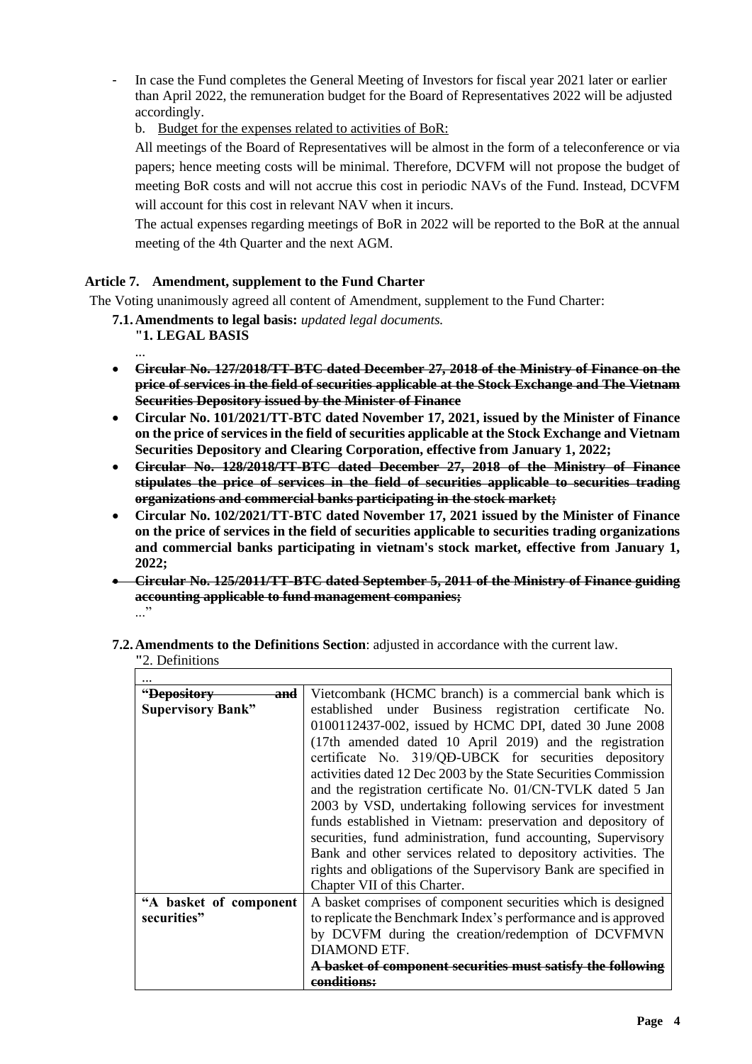- In case the Fund completes the General Meeting of Investors for fiscal year 2021 later or earlier than April 2022, the remuneration budget for the Board of Representatives 2022 will be adjusted accordingly.

  b. Budget for the expenses related to activities of BoR:

  All meetings of the Board of Representatives will be almost in the form of a teleconference or via papers; hence meeting costs will be minimal. Therefore, DCVFM will not propose the budget of meeting BoR costs and will not accrue this cost in periodic NAVs of the Fund. Instead, DCVFM will account for this cost in relevant NAV when it incurs.

  The actual expenses regarding meetings of BoR in 2022 will be reported to the BoR at the annual meeting of the 4th Quarter and the next AGM.

## Article 7. Amendment, supplement to the Fund Charter

The Voting unanimously agreed all content of Amendment, supplement to the Fund Charter:

**7.1. Amendments to legal basis:** *updated legal documents.*

**"1. LEGAL BASIS**

...

- ~~**Circular No. 127/2018/TT-BTC dated December 27, 2018 of the Ministry of Finance on the price of services in the field of securities applicable at the Stock Exchange and The Vietnam Securities Depository issued by the Minister of Finance**~~
- **Circular No. 101/2021/TT-BTC dated November 17, 2021, issued by the Minister of Finance on the price of services in the field of securities applicable at the Stock Exchange and Vietnam Securities Depository and Clearing Corporation, effective from January 1, 2022;**
- ~~**Circular No. 128/2018/TT-BTC dated December 27, 2018 of the Ministry of Finance stipulates the price of services in the field of securities applicable to securities trading organizations and commercial banks participating in the stock market;**~~
- **Circular No. 102/2021/TT-BTC dated November 17, 2021 issued by the Minister of Finance on the price of services in the field of securities applicable to securities trading organizations and commercial banks participating in vietnam's stock market, effective from January 1, 2022;**
- ~~**Circular No. 125/2011/TT-BTC dated September 5, 2011 of the Ministry of Finance guiding accounting applicable to fund management companies;**~~

..."

**7.2. Amendments to the Definitions Section**: adjusted in accordance with the current law.

"2. Definitions

| ... | |
|---|---|
| **"~~Depository and~~ Supervisory Bank"** | Vietcombank (HCMC branch) is a commercial bank which is established under Business registration certificate No. 0100112437-002, issued by HCMC DPI, dated 30 June 2008 (17th amended dated 10 April 2019) and the registration certificate No. 319/QĐ-UBCK for securities depository activities dated 12 Dec 2003 by the State Securities Commission and the registration certificate No. 01/CN-TVLK dated 5 Jan 2003 by VSD, undertaking following services for investment funds established in Vietnam: preservation and depository of securities, fund administration, fund accounting, Supervisory Bank and other services related to depository activities. The rights and obligations of the Supervisory Bank are specified in Chapter VII of this Charter. |
| **"A basket of component securities"** | A basket comprises of component securities which is designed to replicate the Benchmark Index's performance and is approved by DCVFM during the creation/redemption of DCVFMVN DIAMOND ETF.<br>~~**A basket of component securities must satisfy the following conditions:**~~ |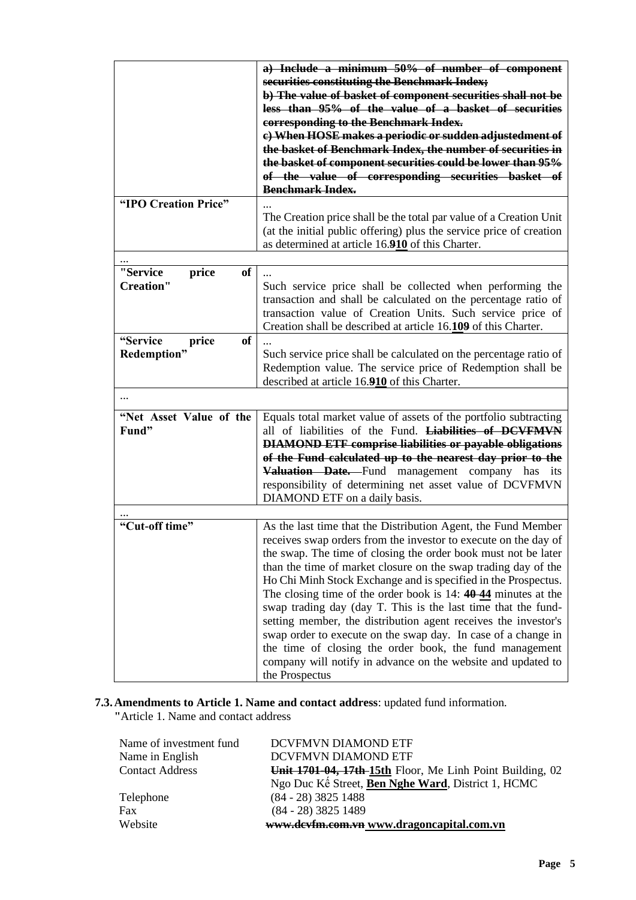| | |
|---|---|
| | ~~a) Include a minimum 50% of number of component securities constituting the Benchmark Index;~~ ~~b) The value of basket of component securities shall not be less than 95% of the value of a basket of securities corresponding to the Benchmark Index.~~ ~~c) When HOSE makes a periodic or sudden adjustedment of the basket of Benchmark Index, the number of securities in the basket of component securities could be lower than 95% of the value of corresponding securities basket of Benchmark Index.~~ |
| **"IPO Creation Price"** | … The Creation price shall be the total par value of a Creation Unit (at the initial public offering) plus the service price of creation as determined at article 16.~~9~~**10** of this Charter. |
| … | |
| **"Service price of Creation"** | … Such service price shall be collected when performing the transaction and shall be calculated on the percentage ratio of transaction value of Creation Units. Such service price of Creation shall be described at article 16.**10**~~9~~ of this Charter. |
| **"Service price of Redemption"** | … Such service price shall be calculated on the percentage ratio of Redemption value. The service price of Redemption shall be described at article 16.~~9~~**10** of this Charter. |
| … | |
| **"Net Asset Value of the Fund"** | Equals total market value of assets of the portfolio subtracting all of liabilities of the Fund. ~~Liabilities of DCVFMVN DIAMOND ETF comprise liabilities or payable obligations of the Fund calculated up to the nearest day prior to the Valuation Date.~~ Fund management company has its responsibility of determining net asset value of DCVFMVN DIAMOND ETF on a daily basis. |
| … | |
| **"Cut-off time"** | As the last time that the Distribution Agent, the Fund Member receives swap orders from the investor to execute on the day of the swap. The time of closing the order book must not be later than the time of market closure on the swap trading day of the Ho Chi Minh Stock Exchange and is specified in the Prospectus. The closing time of the order book is 14: ~~40~~ **44** minutes at the swap trading day (day T. This is the last time that the fund-setting member, the distribution agent receives the investor's swap order to execute on the swap day. In case of a change in the time of closing the order book, the fund management company will notify in advance on the website and updated to the Prospectus |

**7.3. Amendments to Article 1. Name and contact address**: updated fund information.

"Article 1. Name and contact address

| | |
|---|---|
| Name of investment fund | DCVFMVN DIAMOND ETF |
| Name in English | DCVFMVN DIAMOND ETF |
| Contact Address | ~~Unit 1701-04, 17th~~ **15th** Floor, Me Linh Point Building, 02 Ngo Duc Kế Street, **Ben Nghe Ward**, District 1, HCMC |
| Telephone | (84 - 28) 3825 1488 |
| Fax | (84 - 28) 3825 1489 |
| Website | ~~www.dcvfm.com.vn~~ **www.dragoncapital.com.vn** |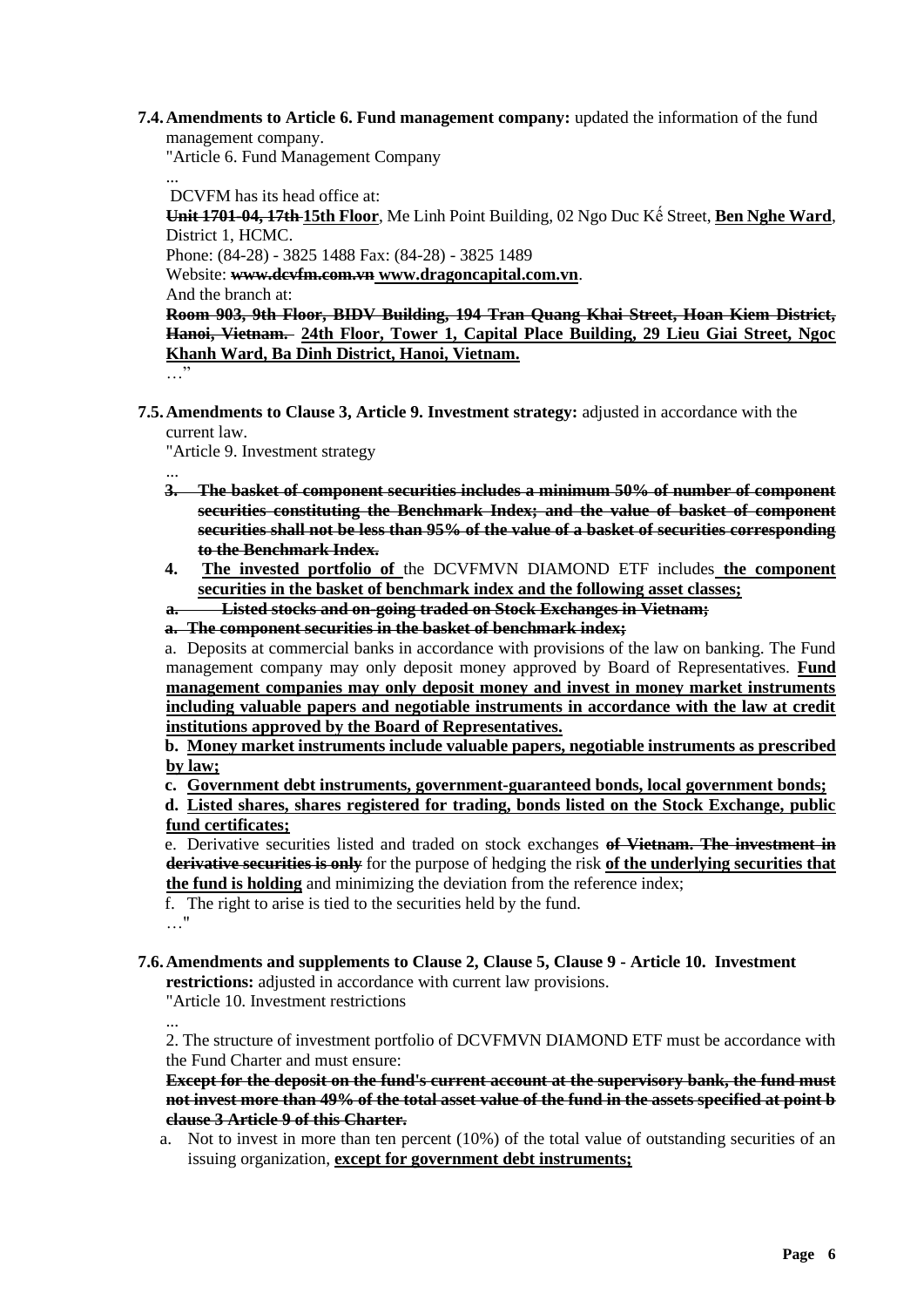**7.4. Amendments to Article 6. Fund management company:** updated the information of the fund management company.

"Article 6. Fund Management Company

...

DCVFM has its head office at:

~~**Unit 1701-04, 17th**~~ **15th Floor**, Me Linh Point Building, 02 Ngo Duc Kế Street, **Ben Nghe Ward**, District 1, HCMC.

Phone: (84-28) - 3825 1488 Fax: (84-28) - 3825 1489

Website: ~~**www.dcvfm.com.vn**~~ **www.dragoncapital.com.vn**.

And the branch at:

~~**Room 903, 9th Floor, BIDV Building, 194 Tran Quang Khai Street, Hoan Kiem District, Hanoi, Vietnam.**~~ **24th Floor, Tower 1, Capital Place Building, 29 Lieu Giai Street, Ngoc Khanh Ward, Ba Dinh District, Hanoi, Vietnam.**

…"

**7.5. Amendments to Clause 3, Article 9. Investment strategy:** adjusted in accordance with the current law.

"Article 9. Investment strategy

...

~~**3. The basket of component securities includes a minimum 50% of number of component securities constituting the Benchmark Index; and the value of basket of component securities shall not be less than 95% of the value of a basket of securities corresponding to the Benchmark Index.**~~

**4. The invested portfolio of** the DCVFMVN DIAMOND ETF includes **the component securities in the basket of benchmark index and the following asset classes;**

~~**a. Listed stocks and on-going traded on Stock Exchanges in Vietnam;**~~

~~**a. The component securities in the basket of benchmark index;**~~

a. Deposits at commercial banks in accordance with provisions of the law on banking. The Fund management company may only deposit money approved by Board of Representatives. **Fund management companies may only deposit money and invest in money market instruments including valuable papers and negotiable instruments in accordance with the law at credit institutions approved by the Board of Representatives.**

**b. Money market instruments include valuable papers, negotiable instruments as prescribed by law;**

**c. Government debt instruments, government-guaranteed bonds, local government bonds;**

**d. Listed shares, shares registered for trading, bonds listed on the Stock Exchange, public fund certificates;**

e. Derivative securities listed and traded on stock exchanges ~~**of Vietnam. The investment in derivative securities is only**~~ for the purpose of hedging the risk **of the underlying securities that the fund is holding** and minimizing the deviation from the reference index;

f. The right to arise is tied to the securities held by the fund.

…"

**7.6. Amendments and supplements to Clause 2, Clause 5, Clause 9 - Article 10. Investment restrictions:** adjusted in accordance with current law provisions.

"Article 10. Investment restrictions

...

2. The structure of investment portfolio of DCVFMVN DIAMOND ETF must be accordance with the Fund Charter and must ensure:

~~**Except for the deposit on the fund's current account at the supervisory bank, the fund must not invest more than 49% of the total asset value of the fund in the assets specified at point b clause 3 Article 9 of this Charter.**~~

a. Not to invest in more than ten percent (10%) of the total value of outstanding securities of an issuing organization, **except for government debt instruments;**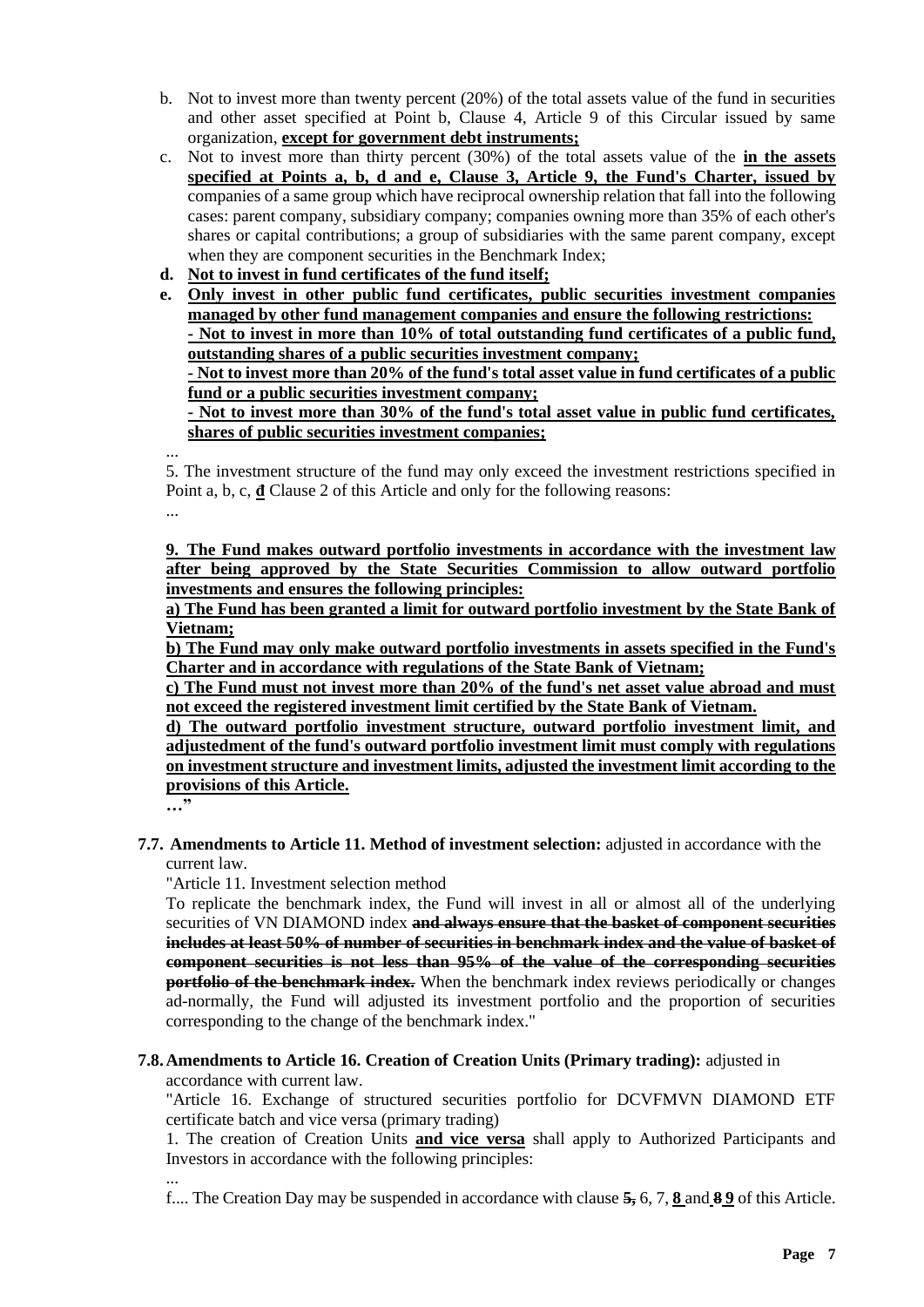b. Not to invest more than twenty percent (20%) of the total assets value of the fund in securities and other asset specified at Point b, Clause 4, Article 9 of this Circular issued by same organization, **except for government debt instruments;**

c. Not to invest more than thirty percent (30%) of the total assets value of the **in the assets specified at Points a, b, d and e, Clause 3, Article 9, the Fund's Charter, issued by** companies of a same group which have reciprocal ownership relation that fall into the following cases: parent company, subsidiary company; companies owning more than 35% of each other's shares or capital contributions; a group of subsidiaries with the same parent company, except when they are component securities in the Benchmark Index;

**d. Not to invest in fund certificates of the fund itself;**

**e. Only invest in other public fund certificates, public securities investment companies managed by other fund management companies and ensure the following restrictions:**
**- Not to invest in more than 10% of total outstanding fund certificates of a public fund, outstanding shares of a public securities investment company;**
**- Not to invest more than 20% of the fund's total asset value in fund certificates of a public fund or a public securities investment company;**
**- Not to invest more than 30% of the fund's total asset value in public fund certificates, shares of public securities investment companies;**

...

5. The investment structure of the fund may only exceed the investment restrictions specified in Point a, b, c, **d** Clause 2 of this Article and only for the following reasons:

...

**9. The Fund makes outward portfolio investments in accordance with the investment law after being approved by the State Securities Commission to allow outward portfolio investments and ensures the following principles:**

**a) The Fund has been granted a limit for outward portfolio investment by the State Bank of Vietnam;**

**b) The Fund may only make outward portfolio investments in assets specified in the Fund's Charter and in accordance with regulations of the State Bank of Vietnam;**

**c) The Fund must not invest more than 20% of the fund's net asset value abroad and must not exceed the registered investment limit certified by the State Bank of Vietnam.**

**d) The outward portfolio investment structure, outward portfolio investment limit, and adjustedment of the fund's outward portfolio investment limit must comply with regulations on investment structure and investment limits, adjusted the investment limit according to the provisions of this Article.**

**…"**

**7.7. Amendments to Article 11. Method of investment selection:** adjusted in accordance with the current law.

"Article 11. Investment selection method

To replicate the benchmark index, the Fund will invest in all or almost all of the underlying securities of VN DIAMOND index ~~**and always ensure that the basket of component securities includes at least 50% of number of securities in benchmark index and the value of basket of component securities is not less than 95% of the value of the corresponding securities portfolio of the benchmark index.**~~ When the benchmark index reviews periodically or changes ad-normally, the Fund will adjusted its investment portfolio and the proportion of securities corresponding to the change of the benchmark index."

**7.8. Amendments to Article 16. Creation of Creation Units (Primary trading):** adjusted in accordance with current law.

"Article 16. Exchange of structured securities portfolio for DCVFMVN DIAMOND ETF certificate batch and vice versa (primary trading)

1. The creation of Creation Units **and vice versa** shall apply to Authorized Participants and Investors in accordance with the following principles:

...

f.... The Creation Day may be suspended in accordance with clause ~~**5,**~~ 6, 7, **8** and ~~**8**~~ **9** of this Article.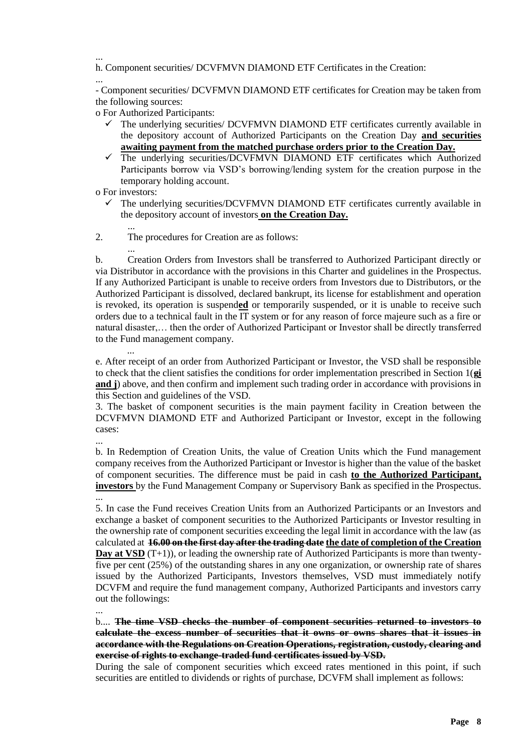...

h. Component securities/ DCVFMVN DIAMOND ETF Certificates in the Creation:

...

- Component securities/ DCVFMVN DIAMOND ETF certificates for Creation may be taken from the following sources:

o For Authorized Participants:

- ✓ The underlying securities/ DCVFMVN DIAMOND ETF certificates currently available in the depository account of Authorized Participants on the Creation Day **and securities awaiting payment from the matched purchase orders prior to the Creation Day.**
- ✓ The underlying securities/DCVFMVN DIAMOND ETF certificates which Authorized Participants borrow via VSD's borrowing/lending system for the creation purpose in the temporary holding account.

o For investors:

- ✓ The underlying securities/DCVFMVN DIAMOND ETF certificates currently available in the depository account of investors **on the Creation Day.**

...

2. The procedures for Creation are as follows:

...

b. Creation Orders from Investors shall be transferred to Authorized Participant directly or via Distributor in accordance with the provisions in this Charter and guidelines in the Prospectus. If any Authorized Participant is unable to receive orders from Investors due to Distributors, or the Authorized Participant is dissolved, declared bankrupt, its license for establishment and operation is revoked, its operation is suspend**ed** or temporarily suspended, or it is unable to receive such orders due to a technical fault in the IT system or for any reason of force majeure such as a fire or natural disaster,… then the order of Authorized Participant or Investor shall be directly transferred to the Fund management company.

...

e. After receipt of an order from Authorized Participant or Investor, the VSD shall be responsible to check that the client satisfies the conditions for order implementation prescribed in Section 1(**gi and j**) above, and then confirm and implement such trading order in accordance with provisions in this Section and guidelines of the VSD.

3. The basket of component securities is the main payment facility in Creation between the DCVFMVN DIAMOND ETF and Authorized Participant or Investor, except in the following cases:

...

b. In Redemption of Creation Units, the value of Creation Units which the Fund management company receives from the Authorized Participant or Investor is higher than the value of the basket of component securities. The difference must be paid in cash **to the Authorized Participant, investors** by the Fund Management Company or Supervisory Bank as specified in the Prospectus.

...

5. In case the Fund receives Creation Units from an Authorized Participants or an Investors and exchange a basket of component securities to the Authorized Participants or Investor resulting in the ownership rate of component securities exceeding the legal limit in accordance with the law (as calculated at ~~**16.00 on the first day after the trading date**~~ **the date of completion of the Creation Day at VSD** (T+1)), or leading the ownership rate of Authorized Participants is more than twenty-five per cent (25%) of the outstanding shares in any one organization, or ownership rate of shares issued by the Authorized Participants, Investors themselves, VSD must immediately notify DCVFM and require the fund management company, Authorized Participants and investors carry out the followings:

...

b.... ~~**The time VSD checks the number of component securities returned to investors to calculate the excess number of securities that it owns or owns shares that it issues in accordance with the Regulations on Creation Operations, registration, custody, clearing and exercise of rights to exchange-traded fund certificates issued by VSD.**~~

During the sale of component securities which exceed rates mentioned in this point, if such securities are entitled to dividends or rights of purchase, DCVFM shall implement as follows: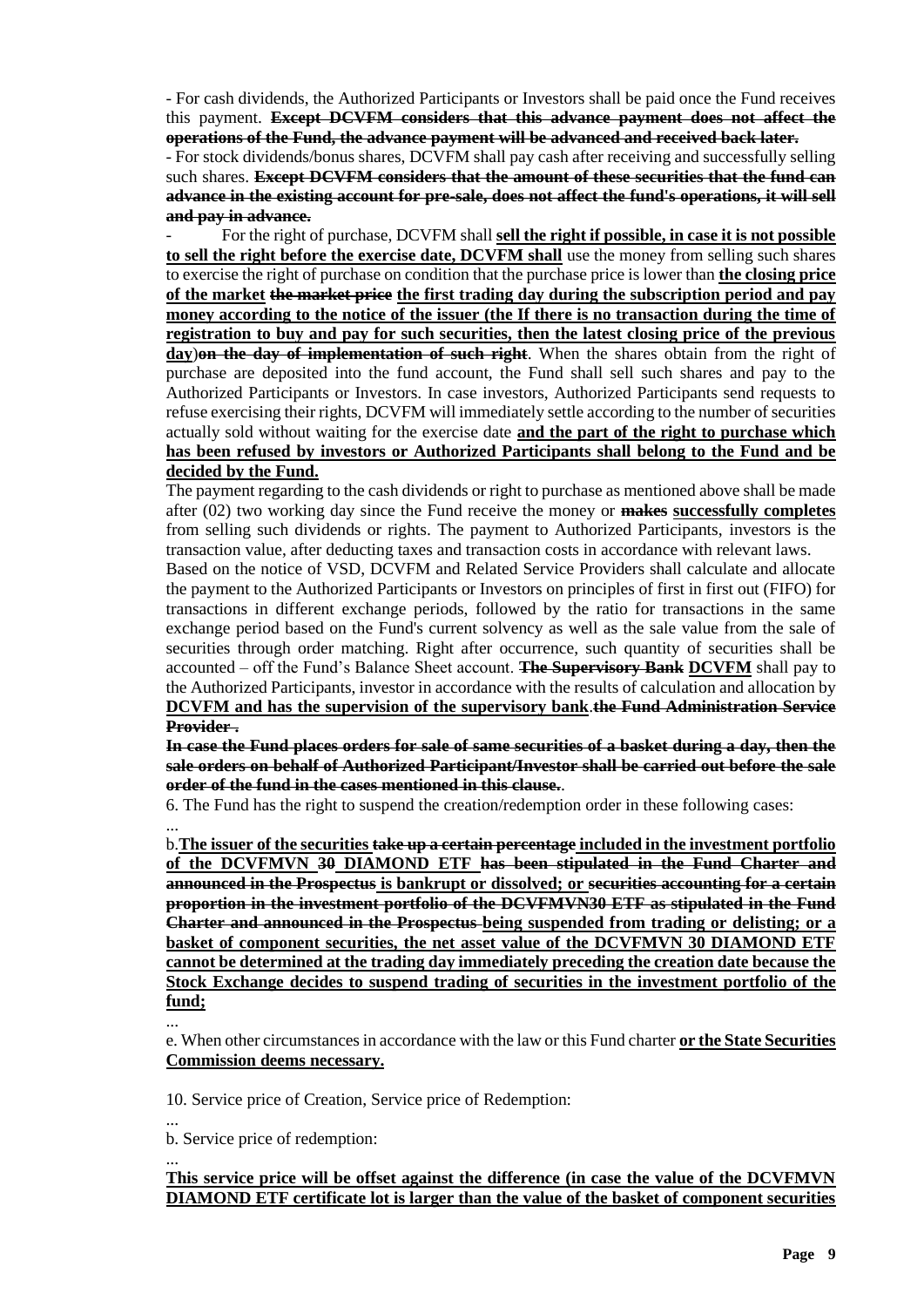- For cash dividends, the Authorized Participants or Investors shall be paid once the Fund receives this payment. ~~**Except DCVFM considers that this advance payment does not affect the operations of the Fund, the advance payment will be advanced and received back later.**~~

- For stock dividends/bonus shares, DCVFM shall pay cash after receiving and successfully selling such shares. ~~**Except DCVFM considers that the amount of these securities that the fund can advance in the existing account for pre-sale, does not affect the fund's operations, it will sell and pay in advance.**~~

- For the right of purchase, DCVFM shall <u>**sell the right if possible, in case it is not possible to sell the right before the exercise date, DCVFM shall**</u> use the money from selling such shares to exercise the right of purchase on condition that the purchase price is lower than <u>**the closing price of the market**</u> ~~**the market price**~~ <u>**the first trading day during the subscription period and pay money according to the notice of the issuer (the If there is no transaction during the time of registration to buy and pay for such securities, then the latest closing price of the previous day**</u>)~~**on the day of implementation of such right**~~. When the shares obtain from the right of purchase are deposited into the fund account, the Fund shall sell such shares and pay to the Authorized Participants or Investors. In case investors, Authorized Participants send requests to refuse exercising their rights, DCVFM will immediately settle according to the number of securities actually sold without waiting for the exercise date <u>**and the part of the right to purchase which has been refused by investors or Authorized Participants shall belong to the Fund and be decided by the Fund.**</u>

The payment regarding to the cash dividends or right to purchase as mentioned above shall be made after (02) two working day since the Fund receive the money or ~~**makes**~~ <u>**successfully completes**</u> from selling such dividends or rights. The payment to Authorized Participants, investors is the transaction value, after deducting taxes and transaction costs in accordance with relevant laws.

Based on the notice of VSD, DCVFM and Related Service Providers shall calculate and allocate the payment to the Authorized Participants or Investors on principles of first in first out (FIFO) for transactions in different exchange periods, followed by the ratio for transactions in the same exchange period based on the Fund's current solvency as well as the sale value from the sale of securities through order matching. Right after occurrence, such quantity of securities shall be accounted – off the Fund's Balance Sheet account. ~~**The Supervisory Bank**~~ <u>**DCVFM**</u> shall pay to the Authorized Participants, investor in accordance with the results of calculation and allocation by <u>**DCVFM and has the supervision of the supervisory bank**</u>.~~**the Fund Administration Service Provider .**~~

~~**In case the Fund places orders for sale of same securities of a basket during a day, then the sale orders on behalf of Authorized Participant/Investor shall be carried out before the sale order of the fund in the cases mentioned in this clause.**~~.

6. The Fund has the right to suspend the creation/redemption order in these following cases:

...

b.<u>**The issuer of the securities**</u> ~~**take up a certain percentage**~~ <u>**included in the investment portfolio of the DCVFMVN 3**</u>~~**0**~~ <u>**DIAMOND ETF**</u> ~~**has been stipulated in the Fund Charter and announced in the Prospectus**~~ <u>**is bankrupt or dissolved; or**</u> ~~**securities accounting for a certain proportion in the investment portfolio of the DCVFMVN30 ETF as stipulated in the Fund Charter and announced in the Prospectus**~~ <u>**being suspended from trading or delisting; or a basket of component securities, the net asset value of the DCVFMVN 30 DIAMOND ETF cannot be determined at the trading day immediately preceding the creation date because the Stock Exchange decides to suspend trading of securities in the investment portfolio of the fund;**</u>

...

e. When other circumstances in accordance with the law or this Fund charter <u>**or the State Securities Commission deems necessary.**</u>

10. Service price of Creation, Service price of Redemption:

...

b. Service price of redemption:

...

<u>**This service price will be offset against the difference (in case the value of the DCVFMVN DIAMOND ETF certificate lot is larger than the value of the basket of component securities**</u>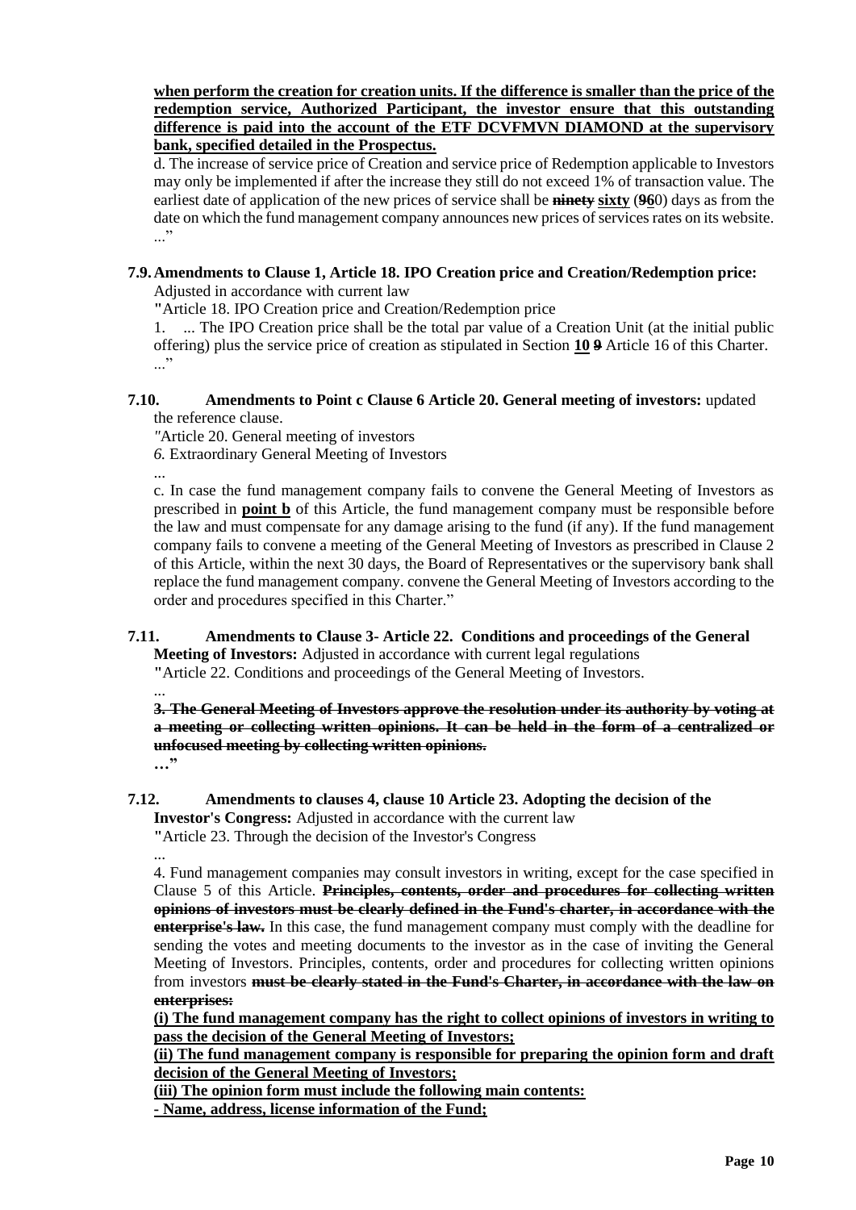**when perform the creation for creation units. If the difference is smaller than the price of the redemption service, Authorized Participant, the investor ensure that this outstanding difference is paid into the account of the ETF DCVFMVN DIAMOND at the supervisory bank, specified detailed in the Prospectus.**

d. The increase of service price of Creation and service price of Redemption applicable to Investors may only be implemented if after the increase they still do not exceed 1% of transaction value. The earliest date of application of the new prices of service shall be ~~ninety~~ **sixty** (~~9~~**6**0) days as from the date on which the fund management company announces new prices of services rates on its website. ..."

**7.9. Amendments to Clause 1, Article 18. IPO Creation price and Creation/Redemption price:** Adjusted in accordance with current law

"Article 18. IPO Creation price and Creation/Redemption price

1. ... The IPO Creation price shall be the total par value of a Creation Unit (at the initial public offering) plus the service price of creation as stipulated in Section **10** ~~9~~ Article 16 of this Charter. ..."

**7.10. Amendments to Point c Clause 6 Article 20. General meeting of investors:** updated the reference clause.

"Article 20. General meeting of investors

*6.* Extraordinary General Meeting of Investors

...

c. In case the fund management company fails to convene the General Meeting of Investors as prescribed in **point b** of this Article, the fund management company must be responsible before the law and must compensate for any damage arising to the fund (if any). If the fund management company fails to convene a meeting of the General Meeting of Investors as prescribed in Clause 2 of this Article, within the next 30 days, the Board of Representatives or the supervisory bank shall replace the fund management company. convene the General Meeting of Investors according to the order and procedures specified in this Charter."

**7.11. Amendments to Clause 3- Article 22. Conditions and proceedings of the General Meeting of Investors:** Adjusted in accordance with current legal regulations

"Article 22. Conditions and proceedings of the General Meeting of Investors.

...

~~**3. The General Meeting of Investors approve the resolution under its authority by voting at a meeting or collecting written opinions. It can be held in the form of a centralized or unfocused meeting by collecting written opinions.**~~

**..."**

**7.12. Amendments to clauses 4, clause 10 Article 23. Adopting the decision of the Investor's Congress:** Adjusted in accordance with the current law

"Article 23. Through the decision of the Investor's Congress

...

4. Fund management companies may consult investors in writing, except for the case specified in Clause 5 of this Article. ~~**Principles, contents, order and procedures for collecting written opinions of investors must be clearly defined in the Fund's charter, in accordance with the enterprise's law.**~~ In this case, the fund management company must comply with the deadline for sending the votes and meeting documents to the investor as in the case of inviting the General Meeting of Investors. Principles, contents, order and procedures for collecting written opinions from investors ~~**must be clearly stated in the Fund's Charter, in accordance with the law on enterprises:**~~

**(i) The fund management company has the right to collect opinions of investors in writing to pass the decision of the General Meeting of Investors;**

**(ii) The fund management company is responsible for preparing the opinion form and draft decision of the General Meeting of Investors;**

**(iii) The opinion form must include the following main contents:**

**- Name, address, license information of the Fund;**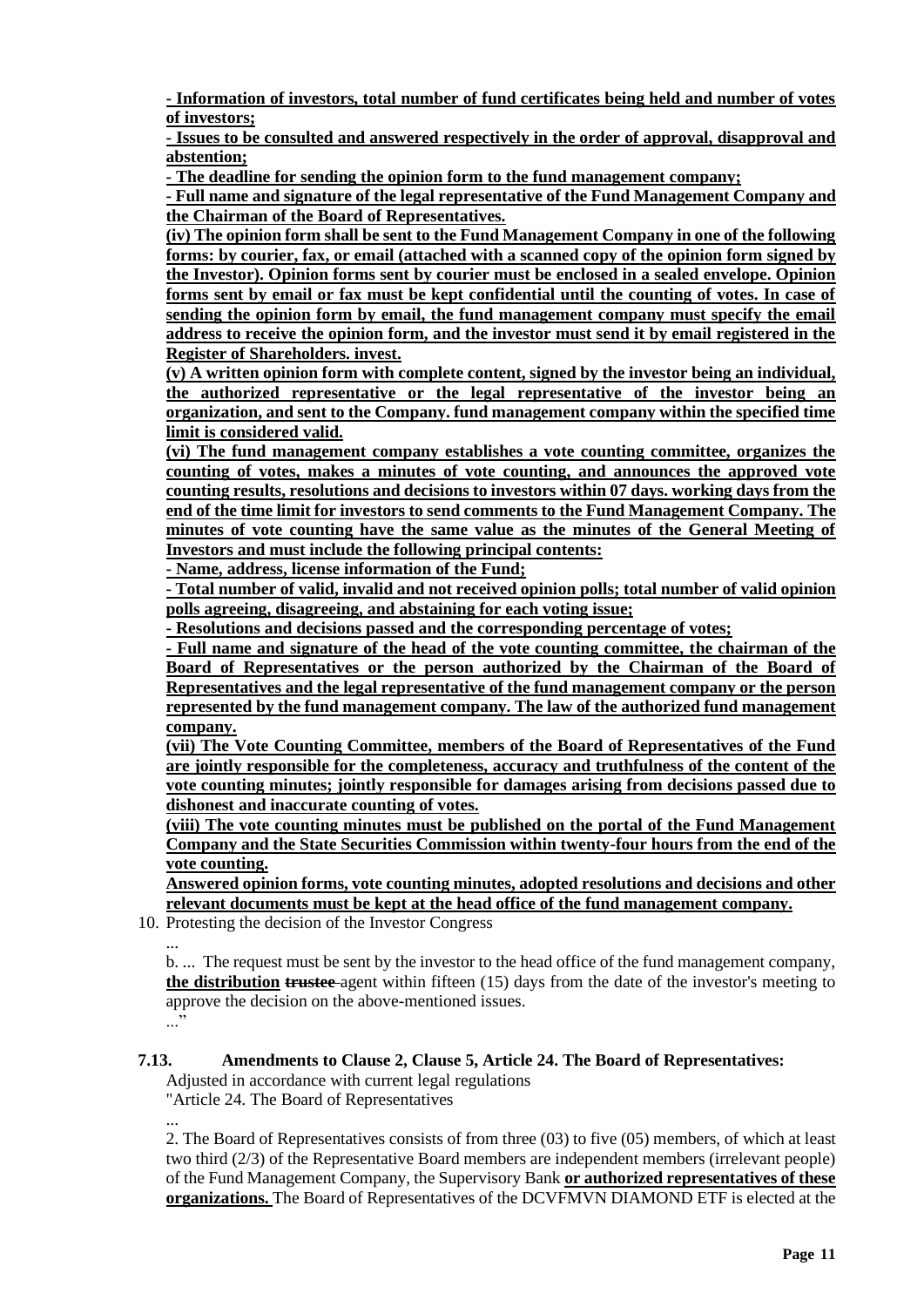**- Information of investors, total number of fund certificates being held and number of votes of investors;**

**- Issues to be consulted and answered respectively in the order of approval, disapproval and abstention;**

**- The deadline for sending the opinion form to the fund management company;**

**- Full name and signature of the legal representative of the Fund Management Company and the Chairman of the Board of Representatives.**

**(iv) The opinion form shall be sent to the Fund Management Company in one of the following forms: by courier, fax, or email (attached with a scanned copy of the opinion form signed by the Investor). Opinion forms sent by courier must be enclosed in a sealed envelope. Opinion forms sent by email or fax must be kept confidential until the counting of votes. In case of sending the opinion form by email, the fund management company must specify the email address to receive the opinion form, and the investor must send it by email registered in the Register of Shareholders. invest.**

**(v) A written opinion form with complete content, signed by the investor being an individual, the authorized representative or the legal representative of the investor being an organization, and sent to the Company. fund management company within the specified time limit is considered valid.**

**(vi) The fund management company establishes a vote counting committee, organizes the counting of votes, makes a minutes of vote counting, and announces the approved vote counting results, resolutions and decisions to investors within 07 days. working days from the end of the time limit for investors to send comments to the Fund Management Company. The minutes of vote counting have the same value as the minutes of the General Meeting of Investors and must include the following principal contents:**

**- Name, address, license information of the Fund;**

**- Total number of valid, invalid and not received opinion polls; total number of valid opinion polls agreeing, disagreeing, and abstaining for each voting issue;**

**- Resolutions and decisions passed and the corresponding percentage of votes;**

**- Full name and signature of the head of the vote counting committee, the chairman of the Board of Representatives or the person authorized by the Chairman of the Board of Representatives and the legal representative of the fund management company or the person represented by the fund management company. The law of the authorized fund management company.**

**(vii) The Vote Counting Committee, members of the Board of Representatives of the Fund are jointly responsible for the completeness, accuracy and truthfulness of the content of the vote counting minutes; jointly responsible for damages arising from decisions passed due to dishonest and inaccurate counting of votes.**

**(viii) The vote counting minutes must be published on the portal of the Fund Management Company and the State Securities Commission within twenty-four hours from the end of the vote counting.**

**Answered opinion forms, vote counting minutes, adopted resolutions and decisions and other relevant documents must be kept at the head office of the fund management company.**

10. Protesting the decision of the Investor Congress

...

b. ... The request must be sent by the investor to the head office of the fund management company, **the distribution** ~~trustee~~ agent within fifteen (15) days from the date of the investor's meeting to approve the decision on the above-mentioned issues.

..."

**7.13. Amendments to Clause 2, Clause 5, Article 24. The Board of Representatives:**

Adjusted in accordance with current legal regulations

"Article 24. The Board of Representatives

...

2. The Board of Representatives consists of from three (03) to five (05) members, of which at least two third (2/3) of the Representative Board members are independent members (irrelevant people) of the Fund Management Company, the Supervisory Bank **or authorized representatives of these organizations.** The Board of Representatives of the DCVFMVN DIAMOND ETF is elected at the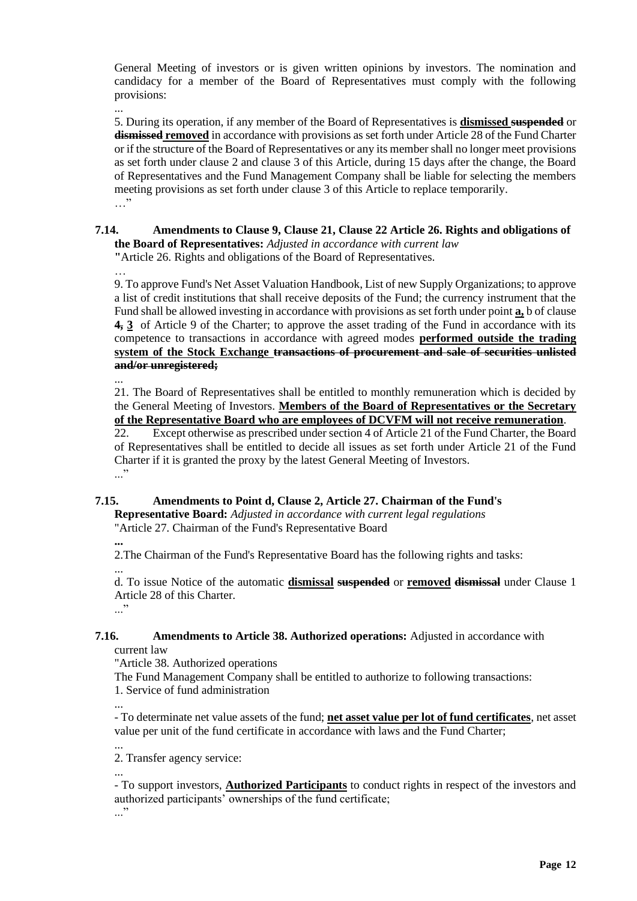General Meeting of investors or is given written opinions by investors. The nomination and candidacy for a member of the Board of Representatives must comply with the following provisions:

...

5. During its operation, if any member of the Board of Representatives is **dismissed** ~~**suspended**~~ or ~~**dismissed**~~ **removed** in accordance with provisions as set forth under Article 28 of the Fund Charter or if the structure of the Board of Representatives or any its member shall no longer meet provisions as set forth under clause 2 and clause 3 of this Article, during 15 days after the change, the Board of Representatives and the Fund Management Company shall be liable for selecting the members meeting provisions as set forth under clause 3 of this Article to replace temporarily.

…"

**7.14. Amendments to Clause 9, Clause 21, Clause 22 Article 26. Rights and obligations of the Board of Representatives:** *Adjusted in accordance with current law*

**"**Article 26. Rights and obligations of the Board of Representatives.

…

9. To approve Fund's Net Asset Valuation Handbook, List of new Supply Organizations; to approve a list of credit institutions that shall receive deposits of the Fund; the currency instrument that the Fund shall be allowed investing in accordance with provisions as set forth under point **a,** b of clause ~~**4,**~~ **3** of Article 9 of the Charter; to approve the asset trading of the Fund in accordance with its competence to transactions in accordance with agreed modes **performed outside the trading system of the Stock Exchange** ~~**transactions of procurement and sale of securities unlisted and/or unregistered;**~~

...

21. The Board of Representatives shall be entitled to monthly remuneration which is decided by the General Meeting of Investors. **Members of the Board of Representatives or the Secretary of the Representative Board who are employees of DCVFM will not receive remuneration**.

22. Except otherwise as prescribed under section 4 of Article 21 of the Fund Charter, the Board of Representatives shall be entitled to decide all issues as set forth under Article 21 of the Fund Charter if it is granted the proxy by the latest General Meeting of Investors.

..."

**7.15. Amendments to Point d, Clause 2, Article 27. Chairman of the Fund's Representative Board:** *Adjusted in accordance with current legal regulations*

"Article 27. Chairman of the Fund's Representative Board

**...**

2.The Chairman of the Fund's Representative Board has the following rights and tasks:

...

d. To issue Notice of the automatic **dismissal** ~~**suspended**~~ or **removed** ~~**dismissal**~~ under Clause 1 Article 28 of this Charter.

..."

**7.16. Amendments to Article 38. Authorized operations:** Adjusted in accordance with current law

"Article 38. Authorized operations

The Fund Management Company shall be entitled to authorize to following transactions:

1. Service of fund administration

...

- To determinate net value assets of the fund; **net asset value per lot of fund certificates**, net asset value per unit of the fund certificate in accordance with laws and the Fund Charter;

...

2. Transfer agency service:

...

- To support investors, **Authorized Participants** to conduct rights in respect of the investors and authorized participants' ownerships of the fund certificate;

..."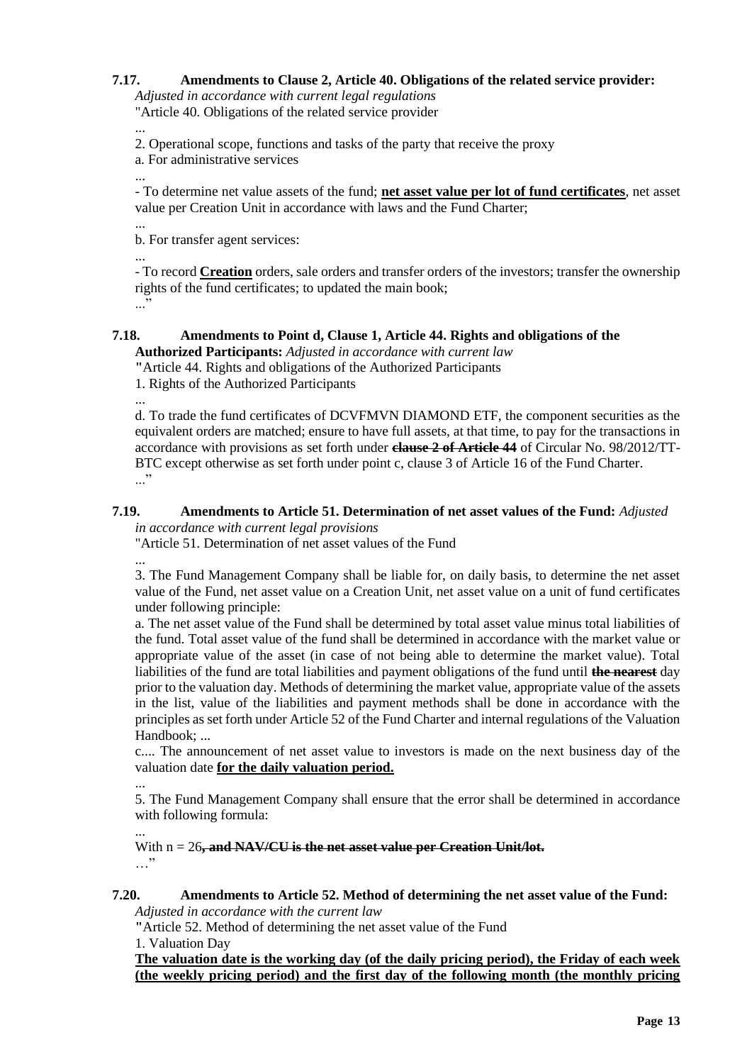**7.17. Amendments to Clause 2, Article 40. Obligations of the related service provider:** *Adjusted in accordance with current legal regulations*

"Article 40. Obligations of the related service provider

...

2. Operational scope, functions and tasks of the party that receive the proxy

a. For administrative services

...

- To determine net value assets of the fund; **<u>net asset value per lot of fund certificates</u>**, net asset value per Creation Unit in accordance with laws and the Fund Charter;

...

b. For transfer agent services:

...

- To record **<u>Creation</u>** orders, sale orders and transfer orders of the investors; transfer the ownership rights of the fund certificates; to updated the main book;

..."

**7.18. Amendments to Point d, Clause 1, Article 44. Rights and obligations of the Authorized Participants:** *Adjusted in accordance with current law*

"Article 44. Rights and obligations of the Authorized Participants

1. Rights of the Authorized Participants

...

d. To trade the fund certificates of DCVFMVN DIAMOND ETF, the component securities as the equivalent orders are matched; ensure to have full assets, at that time, to pay for the transactions in accordance with provisions as set forth under ~~**clause 2 of Article 44**~~ of Circular No. 98/2012/TT-BTC except otherwise as set forth under point c, clause 3 of Article 16 of the Fund Charter.

..."

**7.19. Amendments to Article 51. Determination of net asset values of the Fund:** *Adjusted in accordance with current legal provisions*

"Article 51. Determination of net asset values of the Fund

...

3. The Fund Management Company shall be liable for, on daily basis, to determine the net asset value of the Fund, net asset value on a Creation Unit, net asset value on a unit of fund certificates under following principle:

a. The net asset value of the Fund shall be determined by total asset value minus total liabilities of the fund. Total asset value of the fund shall be determined in accordance with the market value or appropriate value of the asset (in case of not being able to determine the market value). Total liabilities of the fund are total liabilities and payment obligations of the fund until ~~**the nearest**~~ day prior to the valuation day. Methods of determining the market value, appropriate value of the assets in the list, value of the liabilities and payment methods shall be done in accordance with the principles as set forth under Article 52 of the Fund Charter and internal regulations of the Valuation Handbook; ...

c.... The announcement of net asset value to investors is made on the next business day of the valuation date **<u>for the daily valuation period.</u>**

...

5. The Fund Management Company shall ensure that the error shall be determined in accordance with following formula:

...

With n = 26~~**, and NAV/CU is the net asset value per Creation Unit/lot.**~~

..."

**7.20. Amendments to Article 52. Method of determining the net asset value of the Fund:** *Adjusted in accordance with the current law*

"Article 52. Method of determining the net asset value of the Fund

1. Valuation Day

**<u>The valuation date is the working day (of the daily pricing period), the Friday of each week (the weekly pricing period) and the first day of the following month (the monthly pricing</u>**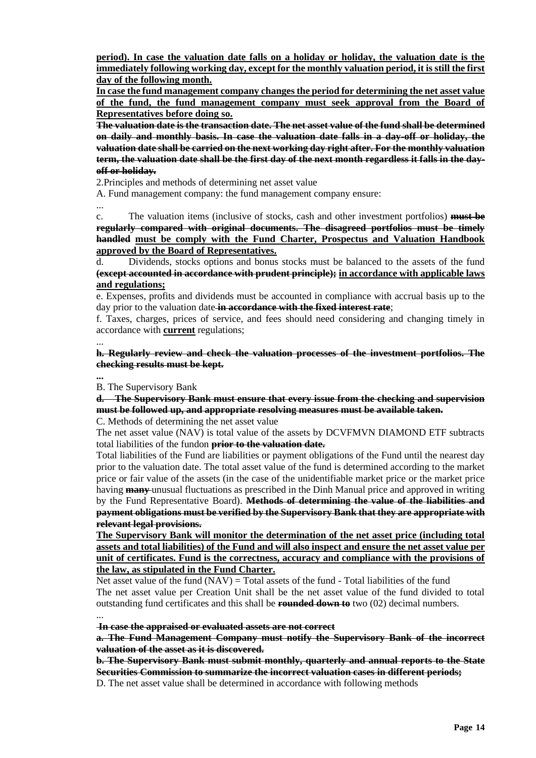**period). In case the valuation date falls on a holiday or holiday, the valuation date is the immediately following working day, except for the monthly valuation period, it is still the first day of the following month.**

**In case the fund management company changes the period for determining the net asset value of the fund, the fund management company must seek approval from the Board of Representatives before doing so.**

~~**The valuation date is the transaction date. The net asset value of the fund shall be determined on daily and monthly basis. In case the valuation date falls in a day-off or holiday, the valuation date shall be carried on the next working day right after. For the monthly valuation term, the valuation date shall be the first day of the next month regardless it falls in the day-off or holiday.**~~

2.Principles and methods of determining net asset value

A. Fund management company: the fund management company ensure:

...

c. The valuation items (inclusive of stocks, cash and other investment portfolios) ~~**must be regularly compared with original documents. The disagreed portfolios must be timely handled**~~ **must be comply with the Fund Charter, Prospectus and Valuation Handbook approved by the Board of Representatives.**

d. Dividends, stocks options and bonus stocks must be balanced to the assets of the fund ~~**(except accounted in accordance with prudent principle);**~~ **in accordance with applicable laws and regulations;**

e. Expenses, profits and dividends must be accounted in compliance with accrual basis up to the day prior to the valuation date ~~**in accordance with the fixed interest rate**~~;

f. Taxes, charges, prices of service, and fees should need considering and changing timely in accordance with **current** regulations;

...

~~**h. Regularly review and check the valuation processes of the investment portfolios. The checking results must be kept.**~~

**...**

B. The Supervisory Bank

~~**d. The Supervisory Bank must ensure that every issue from the checking and supervision must be followed up, and appropriate resolving measures must be available taken.**~~

C. Methods of determining the net asset value

The net asset value (NAV) is total value of the assets by DCVFMVN DIAMOND ETF subtracts total liabilities of the fundon ~~**prior to the valuation date.**~~

Total liabilities of the Fund are liabilities or payment obligations of the Fund until the nearest day prior to the valuation date. The total asset value of the fund is determined according to the market price or fair value of the assets (in the case of the unidentifiable market price or the market price having ~~**many**~~ unusual fluctuations as prescribed in the Dinh Manual price and approved in writing by the Fund Representative Board). ~~**Methods of determining the value of the liabilities and payment obligations must be verified by the Supervisory Bank that they are appropriate with relevant legal provisions.**~~

**The Supervisory Bank will monitor the determination of the net asset price (including total assets and total liabilities) of the Fund and will also inspect and ensure the net asset value per unit of certificates. Fund is the correctness, accuracy and compliance with the provisions of the law, as stipulated in the Fund Charter.**

Net asset value of the fund (NAV) = Total assets of the fund - Total liabilities of the fund

The net asset value per Creation Unit shall be the net asset value of the fund divided to total outstanding fund certificates and this shall be ~~**rounded down to**~~ two (02) decimal numbers.

...

~~**In case the appraised or evaluated assets are not correct**~~

~~**a. The Fund Management Company must notify the Supervisory Bank of the incorrect valuation of the asset as it is discovered.**~~

~~**b. The Supervisory Bank must submit monthly, quarterly and annual reports to the State Securities Commission to summarize the incorrect valuation cases in different periods;**~~

D. The net asset value shall be determined in accordance with following methods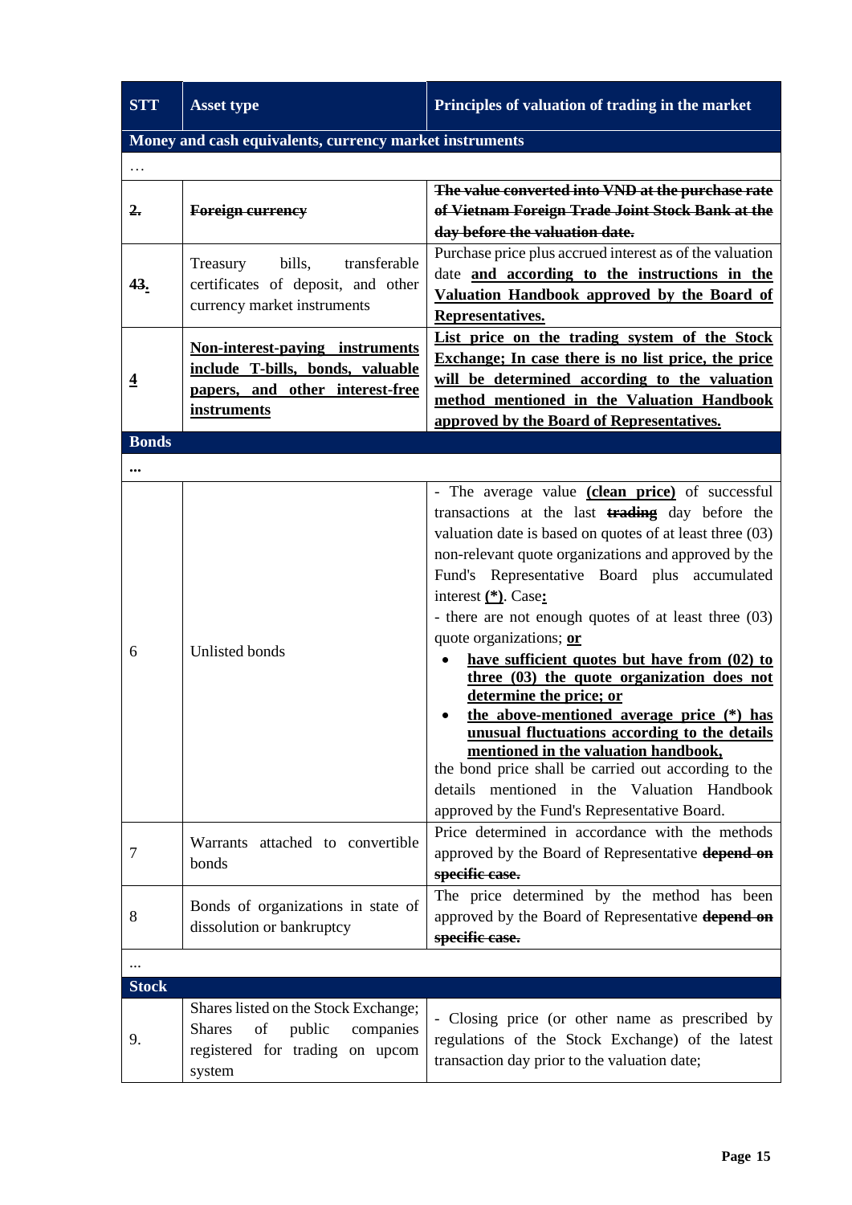| STT | Asset type | Principles of valuation of trading in the market |
|---|---|---|
| **Money and cash equivalents, currency market instruments** | | |
| … | | |
| ~~**2.**~~ | ~~**Foreign currency**~~ | ~~**The value converted into VND at the purchase rate of Vietnam Foreign Trade Joint Stock Bank at the day before the valuation date.**~~ |
| ~~**4**~~**3.** | Treasury bills, transferable certificates of deposit, and other currency market instruments | Purchase price plus accrued interest as of the valuation date **and according to the instructions in the Valuation Handbook approved by the Board of Representatives.** |
| **4** | **Non-interest-paying instruments include T-bills, bonds, valuable papers, and other interest-free instruments** | **List price on the trading system of the Stock Exchange; In case there is no list price, the price will be determined according to the valuation method mentioned in the Valuation Handbook approved by the Board of Representatives.** |
| **Bonds** | | |
| **...** | | |
| 6 | Unlisted bonds | - The average value **(clean price)** of successful transactions at the last ~~**trading**~~ day before the valuation date is based on quotes of at least three (03) non-relevant quote organizations and approved by the Fund's Representative Board plus accumulated interest **(*)**. Case**:**<br>- there are not enough quotes of at least three (03) quote organizations; **or**<br>• **have sufficient quotes but have from (02) to three (03) the quote organization does not determine the price; or**<br>• **the above-mentioned average price (*) has unusual fluctuations according to the details mentioned in the valuation handbook,**<br>the bond price shall be carried out according to the details mentioned in the Valuation Handbook approved by the Fund's Representative Board. |
| 7 | Warrants attached to convertible bonds | Price determined in accordance with the methods approved by the Board of Representative ~~**depend on specific case.**~~ |
| 8 | Bonds of organizations in state of dissolution or bankruptcy | The price determined by the method has been approved by the Board of Representative ~~**depend on specific case.**~~ |
| … | | |
| **Stock** | | |
| 9. | Shares listed on the Stock Exchange; Shares of public companies registered for trading on upcom system | - Closing price (or other name as prescribed by regulations of the Stock Exchange) of the latest transaction day prior to the valuation date; |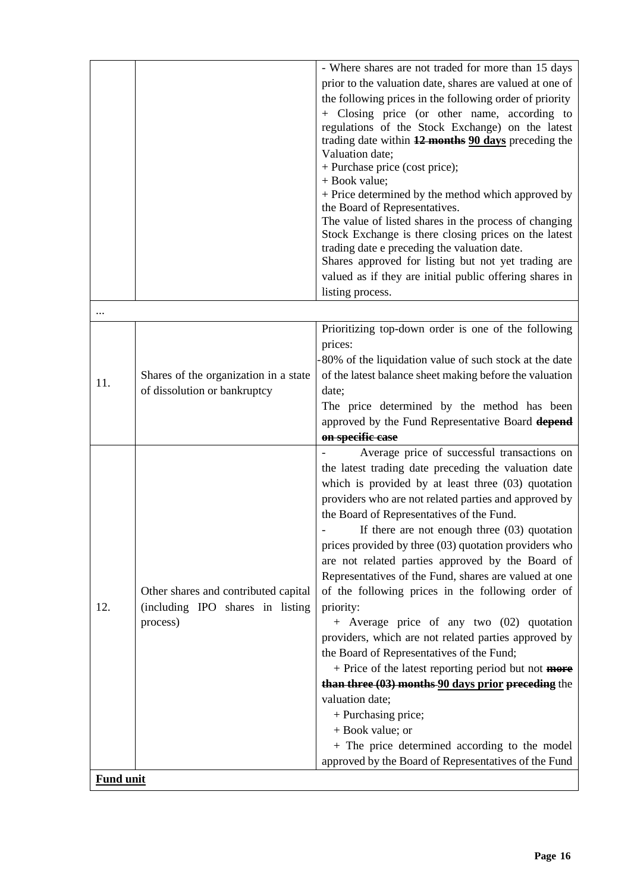| | | |
|---|---|---|
| | | - Where shares are not traded for more than 15 days prior to the valuation date, shares are valued at one of the following prices in the following order of priority<br>+ Closing price (or other name, according to regulations of the Stock Exchange) on the latest trading date within ~~**12 months**~~ **<u>90 days</u>** preceding the Valuation date;<br>+ Purchase price (cost price);<br>+ Book value;<br>+ Price determined by the method which approved by the Board of Representatives.<br>The value of listed shares in the process of changing Stock Exchange is there closing prices on the latest trading date e preceding the valuation date.<br>Shares approved for listing but not yet trading are valued as if they are initial public offering shares in listing process. |
| ... | | |
| 11. | Shares of the organization in a state of dissolution or bankruptcy | Prioritizing top-down order is one of the following prices:<br>-80% of the liquidation value of such stock at the date of the latest balance sheet making before the valuation date;<br>The price determined by the method has been approved by the Fund Representative Board ~~**depend on specific case**~~ |
| 12. | Other shares and contributed capital (including IPO shares in listing process) | - Average price of successful transactions on the latest trading date preceding the valuation date which is provided by at least three (03) quotation providers who are not related parties and approved by the Board of Representatives of the Fund.<br>- If there are not enough three (03) quotation prices provided by three (03) quotation providers who are not related parties approved by the Board of Representatives of the Fund, shares are valued at one of the following prices in the following order of priority:<br>+ Average price of any two (02) quotation providers, which are not related parties approved by the Board of Representatives of the Fund;<br>+ Price of the latest reporting period but not ~~**more than three (03) months**~~ **<u>90 days prior</u>** ~~**preceding**~~ the valuation date;<br>+ Purchasing price;<br>+ Book value; or<br>+ The price determined according to the model approved by the Board of Representatives of the Fund |
| **<u>Fund unit</u>** | | |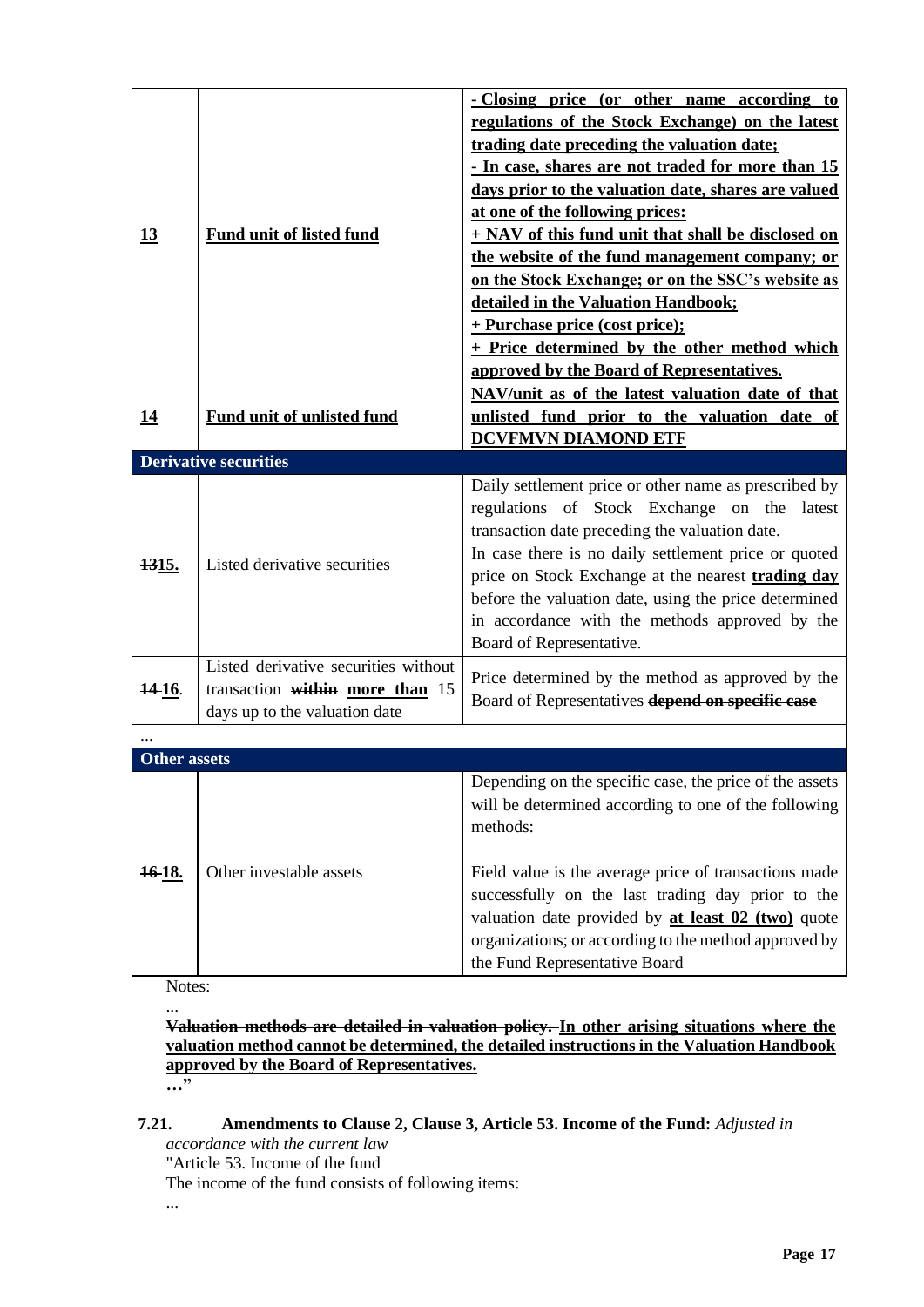| | | |
|---|---|---|
| **13** | **Fund unit of listed fund** | **- Closing price (or other name according to regulations of the Stock Exchange) on the latest trading date preceding the valuation date;**<br>**- In case, shares are not traded for more than 15 days prior to the valuation date, shares are valued at one of the following prices:**<br>**+ NAV of this fund unit that shall be disclosed on the website of the fund management company; or on the Stock Exchange; or on the SSC's website as detailed in the Valuation Handbook;**<br>**+ Purchase price (cost price);**<br>**+ Price determined by the other method which approved by the Board of Representatives.** |
| **14** | **Fund unit of unlisted fund** | **NAV/unit as of the latest valuation date of that unlisted fund prior to the valuation date of DCVFMVN DIAMOND ETF** |
| **Derivative securities** | | |
| ~~13~~**15.** | Listed derivative securities | Daily settlement price or other name as prescribed by regulations of Stock Exchange on the latest transaction date preceding the valuation date.<br>In case there is no daily settlement price or quoted price on Stock Exchange at the nearest **trading day** before the valuation date, using the price determined in accordance with the methods approved by the Board of Representative. |
| ~~14~~ **16**. | Listed derivative securities without transaction ~~within~~ **more than** 15 days up to the valuation date | Price determined by the method as approved by the Board of Representatives ~~depend on specific case~~ |
| ... | | |
| **Other assets** | | |
| ~~16~~ **18.** | Other investable assets | Depending on the specific case, the price of the assets will be determined according to one of the following methods:<br><br>Field value is the average price of transactions made successfully on the last trading day prior to the valuation date provided by **at least 02 (two)** quote organizations; or according to the method approved by the Fund Representative Board |

Notes:

...

~~**Valuation methods are detailed in valuation policy.**~~ **In other arising situations where the valuation method cannot be determined, the detailed instructions in the Valuation Handbook approved by the Board of Representatives.**

**…"**

**7.21. Amendments to Clause 2, Clause 3, Article 53. Income of the Fund:** *Adjusted in accordance with the current law*

"Article 53. Income of the fund

The income of the fund consists of following items:

...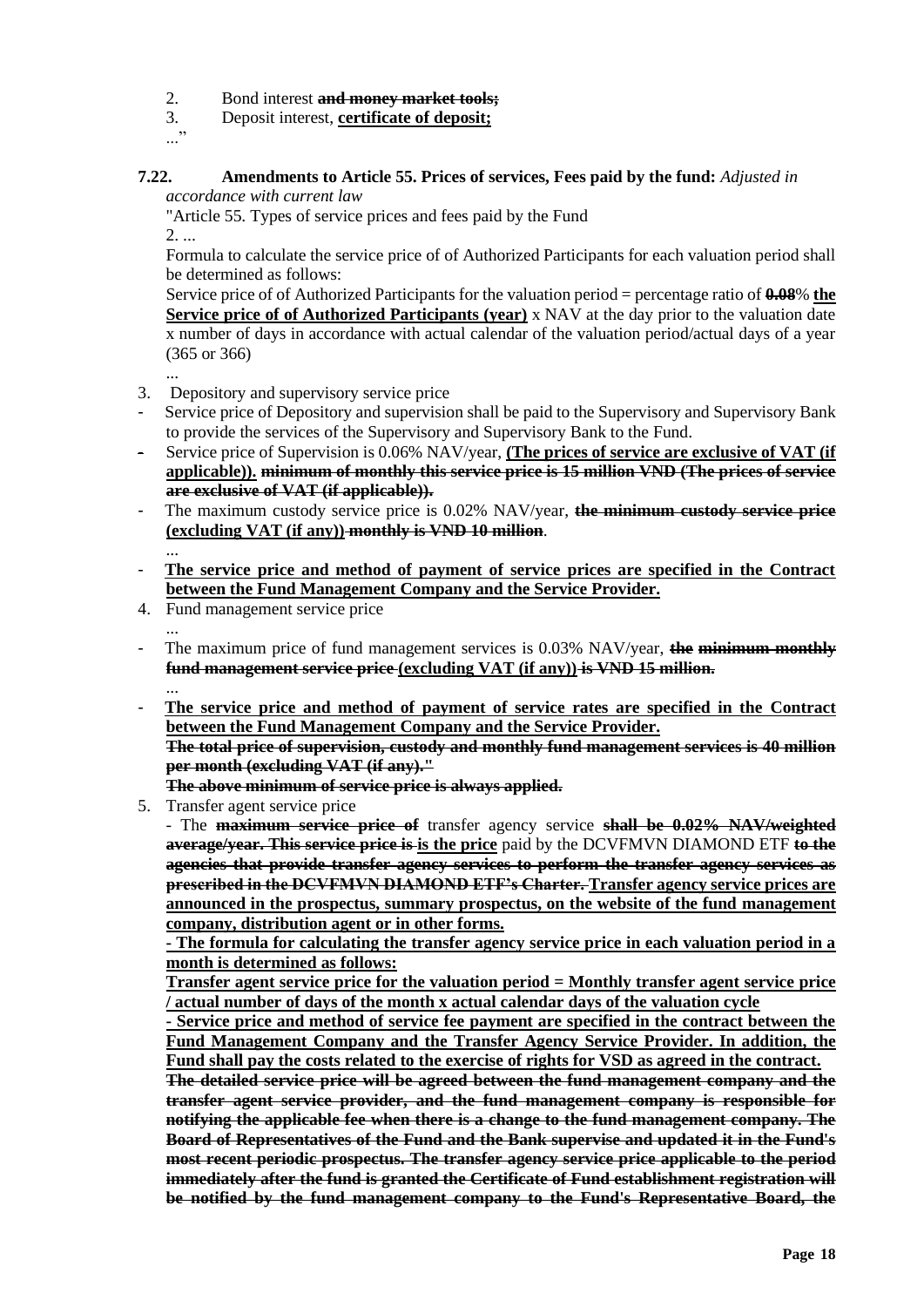2. Bond interest ~~**and money market tools;**~~
3. Deposit interest, **certificate of deposit;**

..."

**7.22. Amendments to Article 55. Prices of services, Fees paid by the fund:** *Adjusted in accordance with current law*

"Article 55. Types of service prices and fees paid by the Fund

2. ...

Formula to calculate the service price of of Authorized Participants for each valuation period shall be determined as follows:

Service price of of Authorized Participants for the valuation period = percentage ratio of ~~**0.08**~~% **the Service price of of Authorized Participants (year)** x NAV at the day prior to the valuation date x number of days in accordance with actual calendar of the valuation period/actual days of a year (365 or 366)

...

3. Depository and supervisory service price

- Service price of Depository and supervision shall be paid to the Supervisory and Supervisory Bank to provide the services of the Supervisory and Supervisory Bank to the Fund.
- Service price of Supervision is 0.06% NAV/year, **(The prices of service are exclusive of VAT (if applicable)).** ~~**minimum of monthly this service price is 15 million VND (The prices of service are exclusive of VAT (if applicable)).**~~
- The maximum custody service price is 0.02% NAV/year, ~~**the minimum custody service price (excluding VAT (if any))**~~ ~~**monthly is VND 10 million**~~.

  ...
- **The service price and method of payment of service prices are specified in the Contract between the Fund Management Company and the Service Provider.**

4. Fund management service price

   ...
- The maximum price of fund management services is 0.03% NAV/year, ~~**the minimum monthly fund management service price (excluding VAT (if any)) is VND 15 million.**~~

  ...
- **The service price and method of payment of service rates are specified in the Contract between the Fund Management Company and the Service Provider.**

  ~~**The total price of supervision, custody and monthly fund management services is 40 million per month (excluding VAT (if any)."**~~

  ~~**The above minimum of service price is always applied.**~~

5. Transfer agent service price

- The ~~**maximum service price of**~~ transfer agency service ~~**shall be 0.02% NAV/weighted average/year. This service price is**~~ **is the price** paid by the DCVFMVN DIAMOND ETF ~~**to the agencies that provide transfer agency services to perform the transfer agency services as prescribed in the DCVFMVN DIAMOND ETF's Charter.**~~ **Transfer agency service prices are announced in the prospectus, summary prospectus, on the website of the fund management company, distribution agent or in other forms.**

**- The formula for calculating the transfer agency service price in each valuation period in a month is determined as follows:**

**Transfer agent service price for the valuation period = Monthly transfer agent service price / actual number of days of the month x actual calendar days of the valuation cycle**

**- Service price and method of service fee payment are specified in the contract between the Fund Management Company and the Transfer Agency Service Provider. In addition, the Fund shall pay the costs related to the exercise of rights for VSD as agreed in the contract.**

~~**The detailed service price will be agreed between the fund management company and the transfer agent service provider, and the fund management company is responsible for notifying the applicable fee when there is a change to the fund management company. The Board of Representatives of the Fund and the Bank supervise and updated it in the Fund's most recent periodic prospectus. The transfer agency service price applicable to the period immediately after the fund is granted the Certificate of Fund establishment registration will be notified by the fund management company to the Fund's Representative Board, the**~~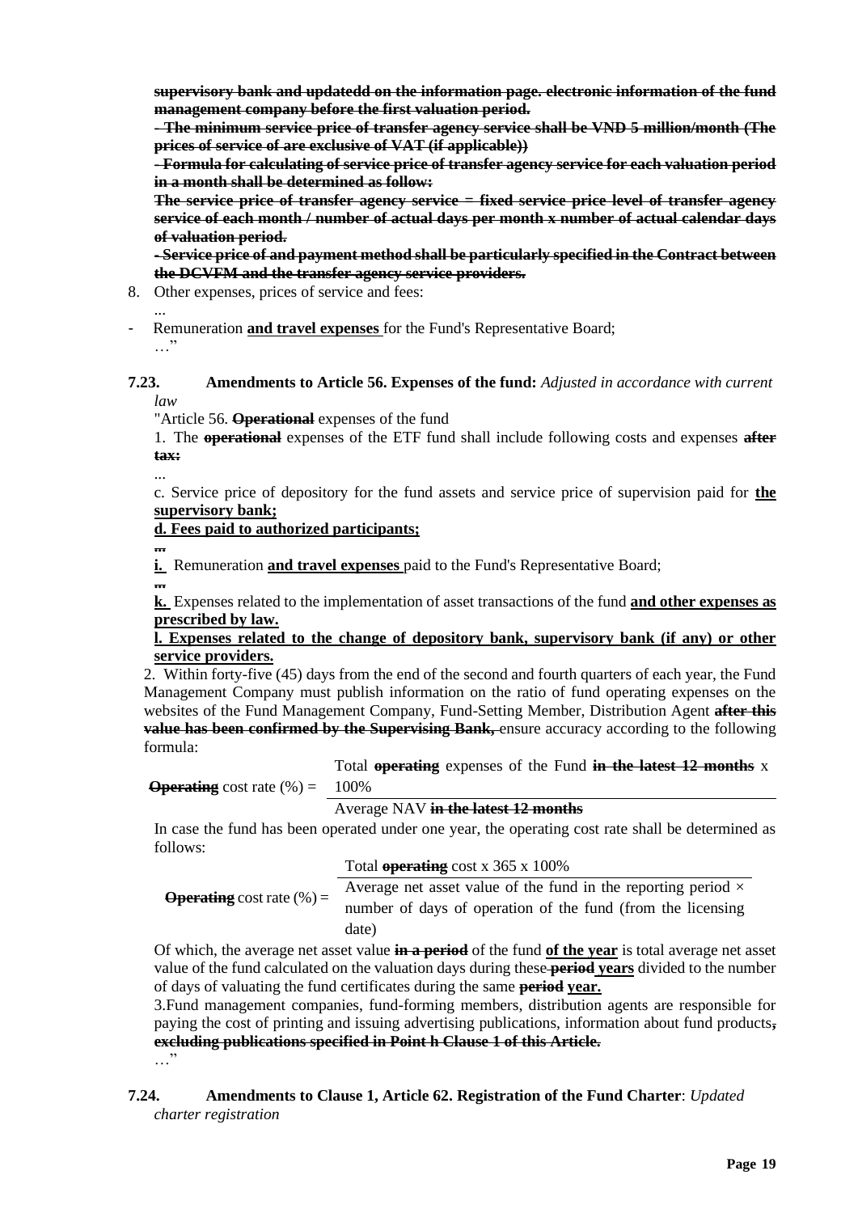~~**supervisory bank and updatedd on the information page. electronic information of the fund management company before the first valuation period.**~~

~~**- The minimum service price of transfer agency service shall be VND 5 million/month (The prices of service of are exclusive of VAT (if applicable))**~~

~~**- Formula for calculating of service price of transfer agency service for each valuation period in a month shall be determined as follow:**~~

~~**The service price of transfer agency service = fixed service price level of transfer agency service of each month / number of actual days per month x number of actual calendar days of valuation period.**~~

~~**- Service price of and payment method shall be particularly specified in the Contract between the DCVFM and the transfer agency service providers.**~~

8. Other expenses, prices of service and fees:

...

- Remuneration **<u>and travel expenses</u>** for the Fund's Representative Board;

…"

**7.23. Amendments to Article 56. Expenses of the fund:** *Adjusted in accordance with current law*

"Article 56. ~~**Operational**~~ expenses of the fund

1. The ~~**operational**~~ expenses of the ETF fund shall include following costs and expenses ~~**after tax:**~~

...

c. Service price of depository for the fund assets and service price of supervision paid for **<u>the supervisory bank;</u>**

**<u>d. Fees paid to authorized participants;</u>**

**<u>...</u>**

**<u>i.</u>** Remuneration **<u>and travel expenses</u>** paid to the Fund's Representative Board;

**<u>...</u>**

**<u>k.</u>** Expenses related to the implementation of asset transactions of the fund **<u>and other expenses as prescribed by law.</u>**

**<u>l. Expenses related to the change of depository bank, supervisory bank (if any) or other service providers.</u>**

2. Within forty-five (45) days from the end of the second and fourth quarters of each year, the Fund Management Company must publish information on the ratio of fund operating expenses on the websites of the Fund Management Company, Fund-Setting Member, Distribution Agent ~~**after this value has been confirmed by the Supervising Bank,**~~ ensure accuracy according to the following formula:

$$\text{~~Operating~~ cost rate (\%)} = \frac{\text{Total ~~operating~~ expenses of the Fund ~~in the latest 12 months~~} \times 100\%}{\text{Average NAV ~~in the latest 12 months~~}}$$

In case the fund has been operated under one year, the operating cost rate shall be determined as follows:

$$\text{~~Operating~~ cost rate (\%)} = \frac{\text{Total ~~operating~~ cost} \times 365 \times 100\%}{\text{Average net asset value of the fund in the reporting period} \times \text{number of days of operation of the fund (from the licensing date)}}$$

Of which, the average net asset value ~~**in a period**~~ of the fund **<u>of the year</u>** is total average net asset value of the fund calculated on the valuation days during these ~~**period**~~ **<u>years</u>** divided to the number of days of valuating the fund certificates during the same ~~**period**~~ **<u>year.</u>**

3. Fund management companies, fund-forming members, distribution agents are responsible for paying the cost of printing and issuing advertising publications, information about fund products~~,~~ **excluding publications specified in Point h Clause 1 of this Article.**

…"

**7.24. Amendments to Clause 1, Article 62. Registration of the Fund Charter**: *Updated charter registration*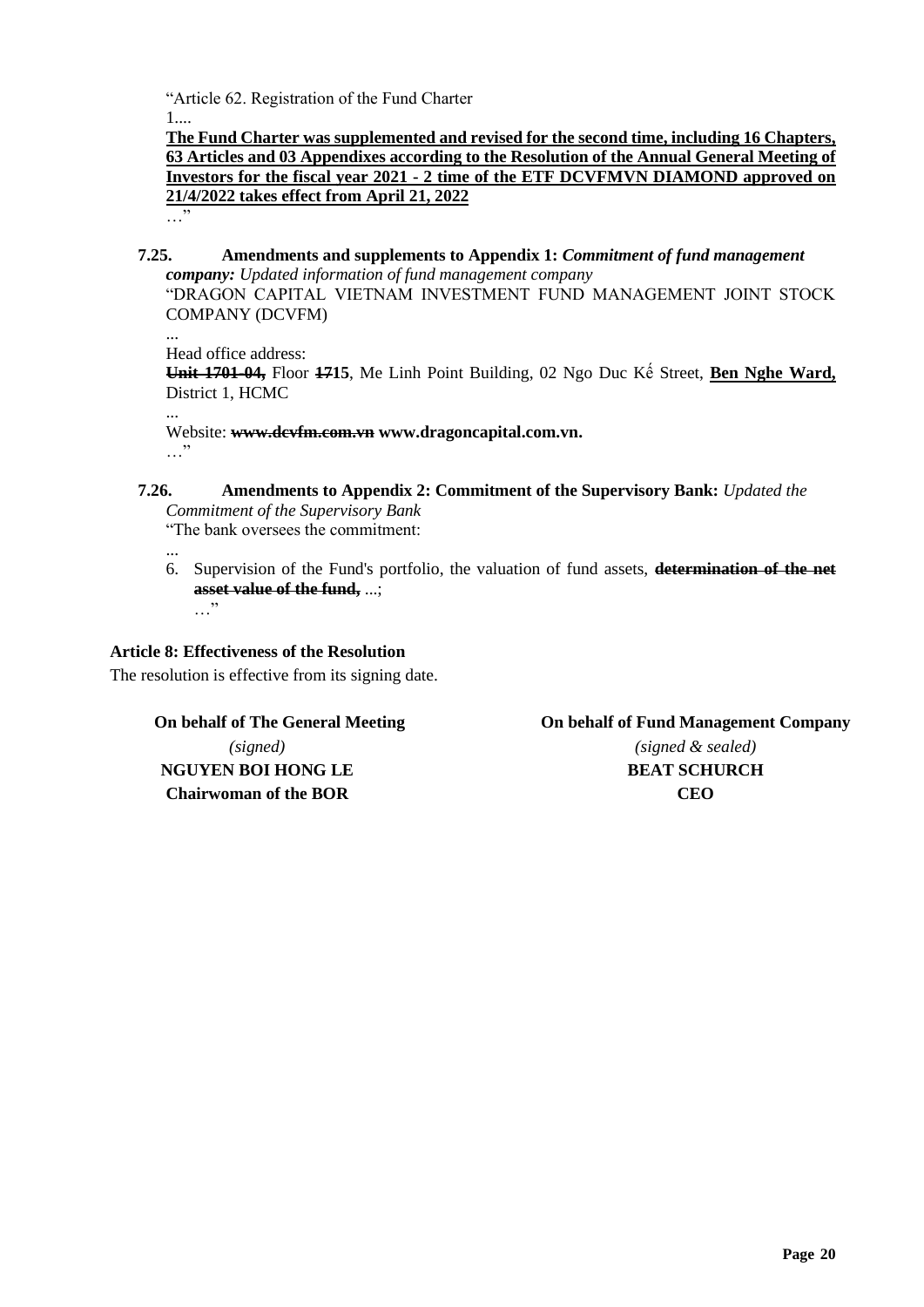"Article 62. Registration of the Fund Charter

1....

**The Fund Charter was supplemented and revised for the second time, including 16 Chapters, 63 Articles and 03 Appendixes according to the Resolution of the Annual General Meeting of Investors for the fiscal year 2021 - 2 time of the ETF DCVFMVN DIAMOND approved on 21/4/2022 takes effect from April 21, 2022**

…"

**7.25. Amendments and supplements to Appendix 1:** ***Commitment of fund management company:*** *Updated information of fund management company*

"DRAGON CAPITAL VIETNAM INVESTMENT FUND MANAGEMENT JOINT STOCK COMPANY (DCVFM)

...

Head office address:

~~**Unit 1701-04,**~~ Floor ~~**17**~~**15**, Me Linh Point Building, 02 Ngo Duc Kế Street, **Ben Nghe Ward,** District 1, HCMC

...

Website: ~~**www.dcvfm.com.vn**~~ **www.dragoncapital.com.vn.**

…"

**7.26. Amendments to Appendix 2: Commitment of the Supervisory Bank:** *Updated the Commitment of the Supervisory Bank*

"The bank oversees the commitment:

...

6. Supervision of the Fund's portfolio, the valuation of fund assets, ~~**determination of the net asset value of the fund,**~~ ...;

…"

**Article 8: Effectiveness of the Resolution**

The resolution is effective from its signing date.

| On behalf of The General Meeting | On behalf of Fund Management Company |
|---|---|
| *(signed)* | *(signed & sealed)* |
| **NGUYEN BOI HONG LE** | **BEAT SCHURCH** |
| **Chairwoman of the BOR** | **CEO** |